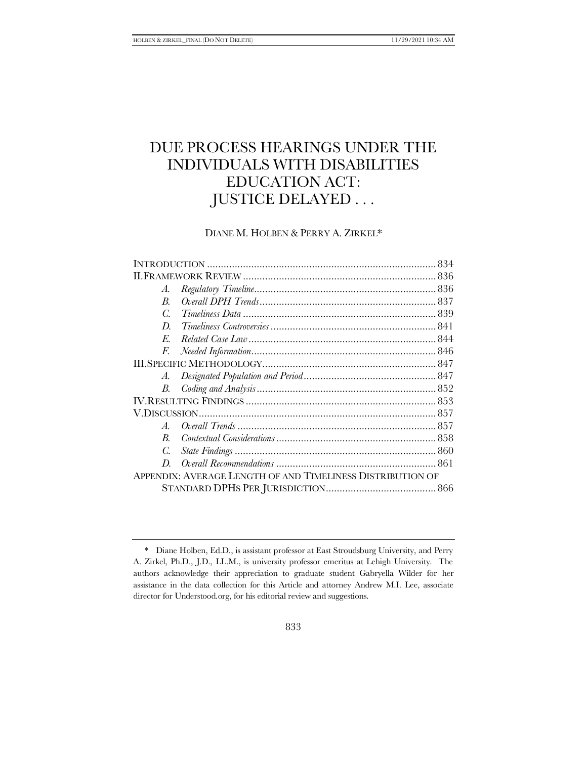# DUE PROCESS HEARINGS UNDER THE INDIVIDUALS WITH DISABILITIES EDUCATION ACT: JUSTICE DELAYED . . .

DIANE M. HOLBEN & PERRY A. ZIRKEL*

| | |
|---|---|
| INTRODUCTION | 834 |
| II. FRAMEWORK REVIEW | 836 |
| *A. Regulatory Timeline* | 836 |
| *B. Overall DPH Trends* | 837 |
| *C. Timeliness Data* | 839 |
| *D. Timeliness Controversies* | 841 |
| *E. Related Case Law* | 844 |
| *F. Needed Information* | 846 |
| III. SPECIFIC METHODOLOGY | 847 |
| *A. Designated Population and Period* | 847 |
| *B. Coding and Analysis* | 852 |
| IV. RESULTING FINDINGS | 853 |
| V. DISCUSSION | 857 |
| *A. Overall Trends* | 857 |
| *B. Contextual Considerations* | 858 |
| *C. State Findings* | 860 |
| *D. Overall Recommendations* | 861 |
| APPENDIX: AVERAGE LENGTH OF AND TIMELINESS DISTRIBUTION OF STANDARD DPHS PER JURISDICTION | 866 |

---

\* Diane Holben, Ed.D., is assistant professor at East Stroudsburg University, and Perry A. Zirkel, Ph.D., J.D., LL.M., is university professor emeritus at Lehigh University. The authors acknowledge their appreciation to graduate student Gabryella Wilder for her assistance in the data collection for this Article and attorney Andrew M.I. Lee, associate director for Understood.org, for his editorial review and suggestions.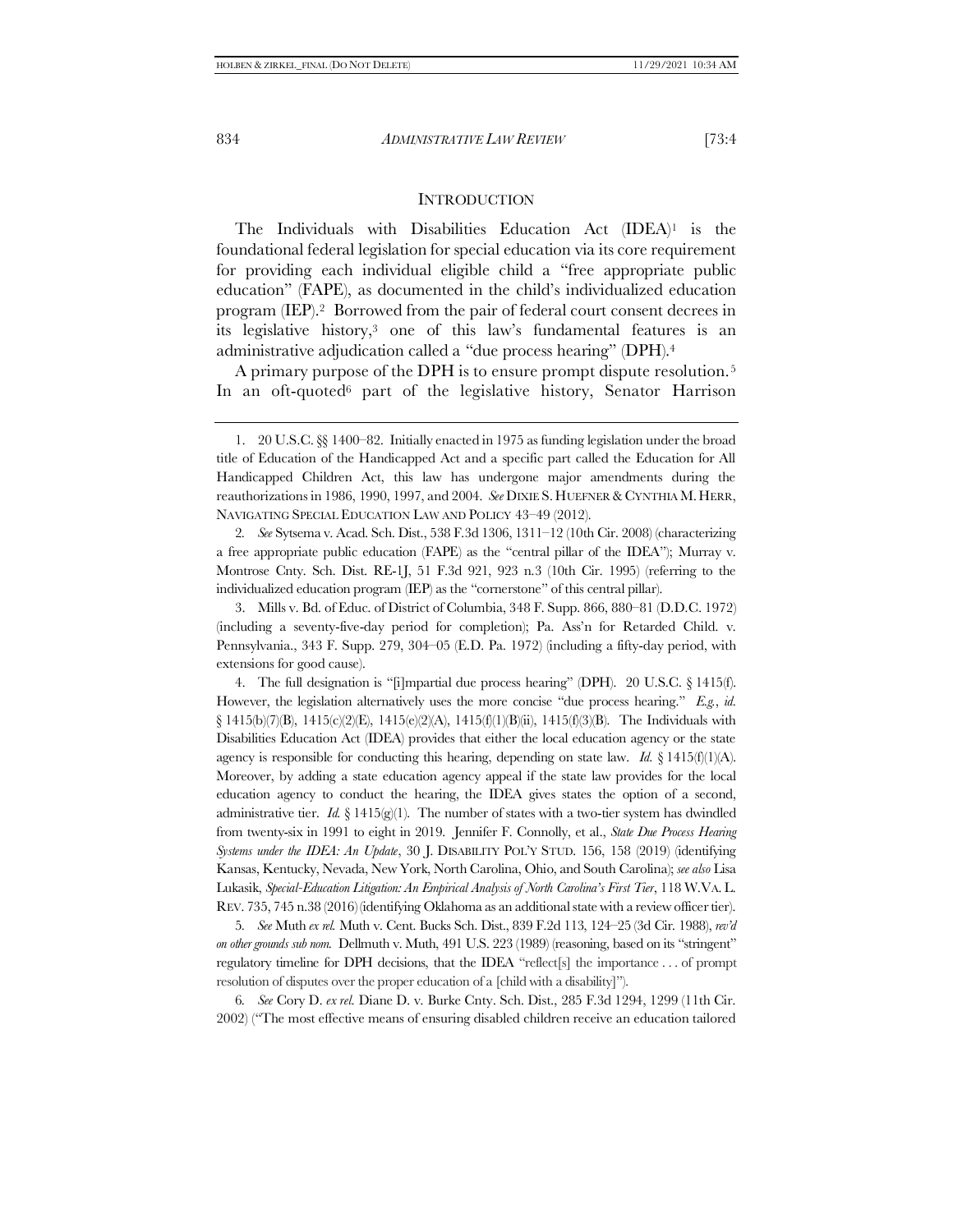## INTRODUCTION

The Individuals with Disabilities Education Act (IDEA)[1] is the foundational federal legislation for special education via its core requirement for providing each individual eligible child a "free appropriate public education" (FAPE), as documented in the child's individualized education program (IEP).[2] Borrowed from the pair of federal court consent decrees in its legislative history,[3] one of this law's fundamental features is an administrative adjudication called a "due process hearing" (DPH).[4]

A primary purpose of the DPH is to ensure prompt dispute resolution.[5] In an oft-quoted[6] part of the legislative history, Senator Harrison

---

1. 20 U.S.C. §§ 1400–82. Initially enacted in 1975 as funding legislation under the broad title of Education of the Handicapped Act and a specific part called the Education for All Handicapped Children Act, this law has undergone major amendments during the reauthorizations in 1986, 1990, 1997, and 2004. *See* DIXIE S. HUEFNER & CYNTHIA M. HERR, NAVIGATING SPECIAL EDUCATION LAW AND POLICY 43–49 (2012).

2. *See* Sytsema v. Acad. Sch. Dist., 538 F.3d 1306, 1311–12 (10th Cir. 2008) (characterizing a free appropriate public education (FAPE) as the "central pillar of the IDEA"); Murray v. Montrose Cnty. Sch. Dist. RE-1J, 51 F.3d 921, 923 n.3 (10th Cir. 1995) (referring to the individualized education program (IEP) as the "cornerstone" of this central pillar).

3. Mills v. Bd. of Educ. of District of Columbia, 348 F. Supp. 866, 880–81 (D.D.C. 1972) (including a seventy-five-day period for completion); Pa. Ass'n for Retarded Child. v. Pennsylvania., 343 F. Supp. 279, 304–05 (E.D. Pa. 1972) (including a fifty-day period, with extensions for good cause).

4. The full designation is "[i]mpartial due process hearing" (DPH). 20 U.S.C. § 1415(f). However, the legislation alternatively uses the more concise "due process hearing." *E.g.*, *id.* § 1415(b)(7)(B), 1415(c)(2)(E), 1415(e)(2)(A), 1415(f)(1)(B)(ii), 1415(f)(3)(B). The Individuals with Disabilities Education Act (IDEA) provides that either the local education agency or the state agency is responsible for conducting this hearing, depending on state law. *Id.* § 1415(f)(1)(A). Moreover, by adding a state education agency appeal if the state law provides for the local education agency to conduct the hearing, the IDEA gives states the option of a second, administrative tier. *Id.* § 1415(g)(1). The number of states with a two-tier system has dwindled from twenty-six in 1991 to eight in 2019. Jennifer F. Connolly, et al., *State Due Process Hearing Systems under the IDEA: An Update*, 30 J. DISABILITY POL'Y STUD. 156, 158 (2019) (identifying Kansas, Kentucky, Nevada, New York, North Carolina, Ohio, and South Carolina); *see also* Lisa Lukasik, *Special-Education Litigation: An Empirical Analysis of North Carolina's First Tier*, 118 W.VA. L. REV. 735, 745 n.38 (2016) (identifying Oklahoma as an additional state with a review officer tier).

5. *See* Muth *ex rel.* Muth v. Cent. Bucks Sch. Dist., 839 F.2d 113, 124–25 (3d Cir. 1988), *rev'd on other grounds sub nom.* Dellmuth v. Muth, 491 U.S. 223 (1989) (reasoning, based on its "stringent" regulatory timeline for DPH decisions, that the IDEA "reflect[s] the importance . . . of prompt resolution of disputes over the proper education of a [child with a disability]").

6. *See* Cory D. *ex rel.* Diane D. v. Burke Cnty. Sch. Dist., 285 F.3d 1294, 1299 (11th Cir. 2002) ("The most effective means of ensuring disabled children receive an education tailored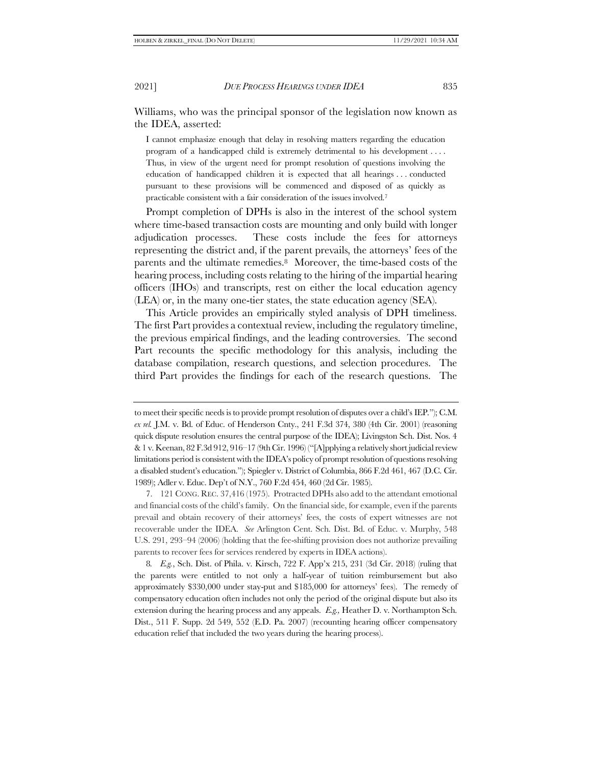Williams, who was the principal sponsor of the legislation now known as the IDEA, asserted:

> I cannot emphasize enough that delay in resolving matters regarding the education program of a handicapped child is extremely detrimental to his development . . . . Thus, in view of the urgent need for prompt resolution of questions involving the education of handicapped children it is expected that all hearings . . . conducted pursuant to these provisions will be commenced and disposed of as quickly as practicable consistent with a fair consideration of the issues involved.[7]

Prompt completion of DPHs is also in the interest of the school system where time-based transaction costs are mounting and only build with longer adjudication processes. These costs include the fees for attorneys representing the district and, if the parent prevails, the attorneys' fees of the parents and the ultimate remedies.[8] Moreover, the time-based costs of the hearing process, including costs relating to the hiring of the impartial hearing officers (IHOs) and transcripts, rest on either the local education agency (LEA) or, in the many one-tier states, the state education agency (SEA).

This Article provides an empirically styled analysis of DPH timeliness. The first Part provides a contextual review, including the regulatory timeline, the previous empirical findings, and the leading controversies. The second Part recounts the specific methodology for this analysis, including the database compilation, research questions, and selection procedures. The third Part provides the findings for each of the research questions. The

---

to meet their specific needs is to provide prompt resolution of disputes over a child's IEP."); C.M. *ex rel.* J.M. v. Bd. of Educ. of Henderson Cnty., 241 F.3d 374, 380 (4th Cir. 2001) (reasoning quick dispute resolution ensures the central purpose of the IDEA); Livingston Sch. Dist. Nos. 4 & 1 v. Keenan, 82 F.3d 912, 916–17 (9th Cir. 1996) ("[A]pplying a relatively short judicial review limitations period is consistent with the IDEA's policy of prompt resolution of questions resolving a disabled student's education."); Spiegler v. District of Columbia, 866 F.2d 461, 467 (D.C. Cir. 1989); Adler v. Educ. Dep't of N.Y., 760 F.2d 454, 460 (2d Cir. 1985).

7. 121 CONG. REC. 37,416 (1975). Protracted DPHs also add to the attendant emotional and financial costs of the child's family. On the financial side, for example, even if the parents prevail and obtain recovery of their attorneys' fees, the costs of expert witnesses are not recoverable under the IDEA. *See* Arlington Cent. Sch. Dist. Bd. of Educ. v. Murphy, 548 U.S. 291, 293–94 (2006) (holding that the fee-shifting provision does not authorize prevailing parents to recover fees for services rendered by experts in IDEA actions).

8. *E.g.*, Sch. Dist. of Phila. v. Kirsch, 722 F. App'x 215, 231 (3d Cir. 2018) (ruling that the parents were entitled to not only a half-year of tuition reimbursement but also approximately $330,000 under stay-put and $185,000 for attorneys' fees). The remedy of compensatory education often includes not only the period of the original dispute but also its extension during the hearing process and any appeals. *E.g.,* Heather D. v. Northampton Sch. Dist., 511 F. Supp. 2d 549, 552 (E.D. Pa. 2007) (recounting hearing officer compensatory education relief that included the two years during the hearing process).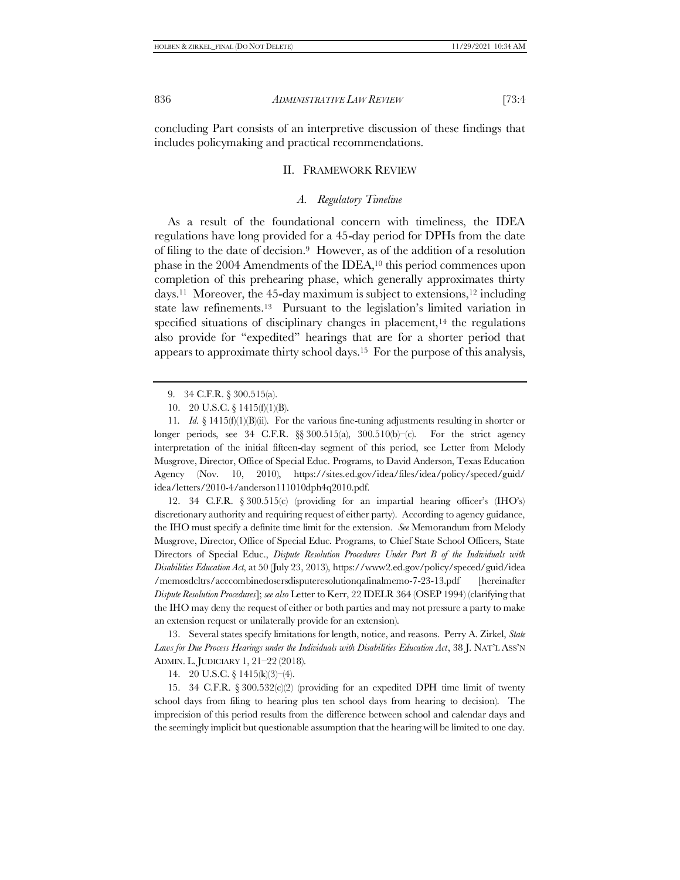concluding Part consists of an interpretive discussion of these findings that includes policymaking and practical recommendations.

## II. FRAMEWORK REVIEW

### *A. Regulatory Timeline*

As a result of the foundational concern with timeliness, the IDEA regulations have long provided for a 45-day period for DPHs from the date of filing to the date of decision.[9] However, as of the addition of a resolution phase in the 2004 Amendments of the IDEA,[10] this period commences upon completion of this prehearing phase, which generally approximates thirty days.[11] Moreover, the 45-day maximum is subject to extensions,[12] including state law refinements.[13] Pursuant to the legislation's limited variation in specified situations of disciplinary changes in placement,[14] the regulations also provide for "expedited" hearings that are for a shorter period that appears to approximate thirty school days.[15] For the purpose of this analysis,

---

9. 34 C.F.R. § 300.515(a).

10. 20 U.S.C. § 1415(f)(1)(B).

11. *Id.* § 1415(f)(1)(B)(ii). For the various fine-tuning adjustments resulting in shorter or longer periods, see 34 C.F.R. §§ 300.515(a), 300.510(b)–(c). For the strict agency interpretation of the initial fifteen-day segment of this period, see Letter from Melody Musgrove, Director, Office of Special Educ. Programs, to David Anderson, Texas Education Agency (Nov. 10, 2010), https://sites.ed.gov/idea/files/idea/policy/speced/guid/idea/letters/2010-4/anderson111010dph4q2010.pdf.

12. 34 C.F.R. § 300.515(c) (providing for an impartial hearing officer's (IHO's) discretionary authority and requiring request of either party). According to agency guidance, the IHO must specify a definite time limit for the extension. *See* Memorandum from Melody Musgrove, Director, Office of Special Educ. Programs, to Chief State School Officers, State Directors of Special Educ., *Dispute Resolution Procedures Under Part B of the Individuals with Disabilities Education Act*, at 50 (July 23, 2013), https://www2.ed.gov/policy/speced/guid/idea/memosdcltrs/acccombinedosersdisputeresolutionqafinalmemo-7-23-13.pdf [hereinafter *Dispute Resolution Procedures*]; *see also* Letter to Kerr, 22 IDELR 364 (OSEP 1994) (clarifying that the IHO may deny the request of either or both parties and may not pressure a party to make an extension request or unilaterally provide for an extension).

13. Several states specify limitations for length, notice, and reasons. Perry A. Zirkel, *State Laws for Due Process Hearings under the Individuals with Disabilities Education Act*, 38 J. NAT'L ASS'N ADMIN. L. JUDICIARY 1, 21–22 (2018).

14. 20 U.S.C. § 1415(k)(3)–(4).

15. 34 C.F.R. § 300.532(c)(2) (providing for an expedited DPH time limit of twenty school days from filing to hearing plus ten school days from hearing to decision). The imprecision of this period results from the difference between school and calendar days and the seemingly implicit but questionable assumption that the hearing will be limited to one day.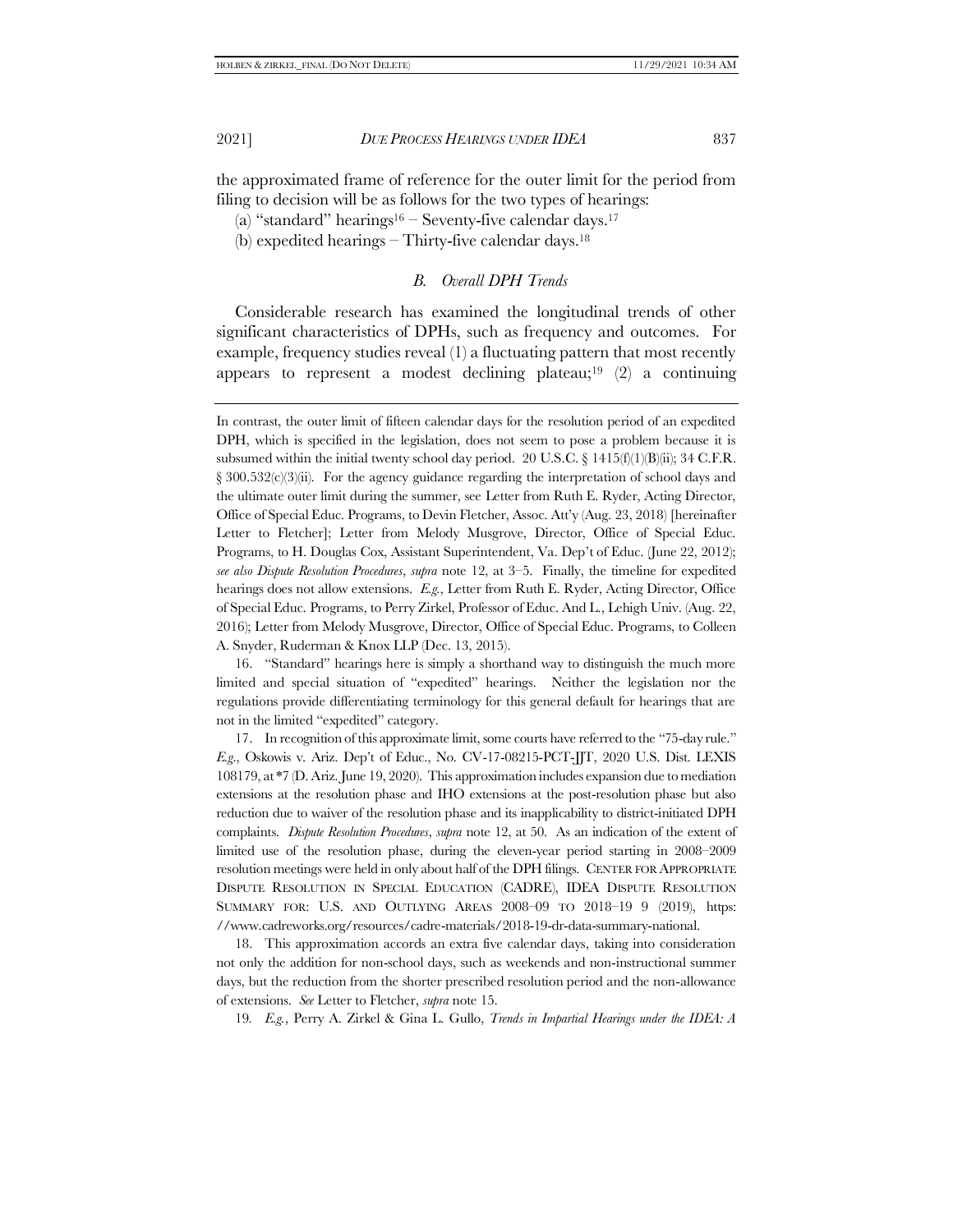the approximated frame of reference for the outer limit for the period from filing to decision will be as follows for the two types of hearings:

(a) "standard" hearings[16] – Seventy-five calendar days.[17]

(b) expedited hearings – Thirty-five calendar days.[18]

### *B. Overall DPH Trends*

Considerable research has examined the longitudinal trends of other significant characteristics of DPHs, such as frequency and outcomes. For example, frequency studies reveal (1) a fluctuating pattern that most recently appears to represent a modest declining plateau;[19] (2) a continuing

---

In contrast, the outer limit of fifteen calendar days for the resolution period of an expedited DPH, which is specified in the legislation, does not seem to pose a problem because it is subsumed within the initial twenty school day period. 20 U.S.C. § 1415(f)(1)(B)(ii); 34 C.F.R. § 300.532(c)(3)(ii). For the agency guidance regarding the interpretation of school days and the ultimate outer limit during the summer, see Letter from Ruth E. Ryder, Acting Director, Office of Special Educ. Programs, to Devin Fletcher, Assoc. Att'y (Aug. 23, 2018) [hereinafter Letter to Fletcher]; Letter from Melody Musgrove, Director, Office of Special Educ. Programs, to H. Douglas Cox, Assistant Superintendent, Va. Dep't of Educ. (June 22, 2012); *see also Dispute Resolution Procedures*, *supra* note 12, at 3–5. Finally, the timeline for expedited hearings does not allow extensions. *E.g.*, Letter from Ruth E. Ryder, Acting Director, Office of Special Educ. Programs, to Perry Zirkel, Professor of Educ. And L., Lehigh Univ. (Aug. 22, 2016); Letter from Melody Musgrove, Director, Office of Special Educ. Programs, to Colleen A. Snyder, Ruderman & Knox LLP (Dec. 13, 2015).

16. "Standard" hearings here is simply a shorthand way to distinguish the much more limited and special situation of "expedited" hearings. Neither the legislation nor the regulations provide differentiating terminology for this general default for hearings that are not in the limited "expedited" category.

17. In recognition of this approximate limit, some courts have referred to the "75-day rule." *E.g.*, Oskowis v. Ariz. Dep't of Educ., No. CV-17-08215-PCT-JJT, 2020 U.S. Dist. LEXIS 108179, at *7 (D. Ariz. June 19, 2020). This approximation includes expansion due to mediation extensions at the resolution phase and IHO extensions at the post-resolution phase but also reduction due to waiver of the resolution phase and its inapplicability to district-initiated DPH complaints. *Dispute Resolution Procedures*, *supra* note 12, at 50. As an indication of the extent of limited use of the resolution phase, during the eleven-year period starting in 2008–2009 resolution meetings were held in only about half of the DPH filings. CENTER FOR APPROPRIATE DISPUTE RESOLUTION IN SPECIAL EDUCATION (CADRE), IDEA DISPUTE RESOLUTION SUMMARY FOR: U.S. AND OUTLYING AREAS 2008–09 TO 2018–19 9 (2019), https://www.cadreworks.org/resources/cadre-materials/2018-19-dr-data-summary-national.

18. This approximation accords an extra five calendar days, taking into consideration not only the addition for non-school days, such as weekends and non-instructional summer days, but the reduction from the shorter prescribed resolution period and the non-allowance of extensions. *See* Letter to Fletcher, *supra* note 15.

19. *E.g.*, Perry A. Zirkel & Gina L. Gullo, *Trends in Impartial Hearings under the IDEA: A*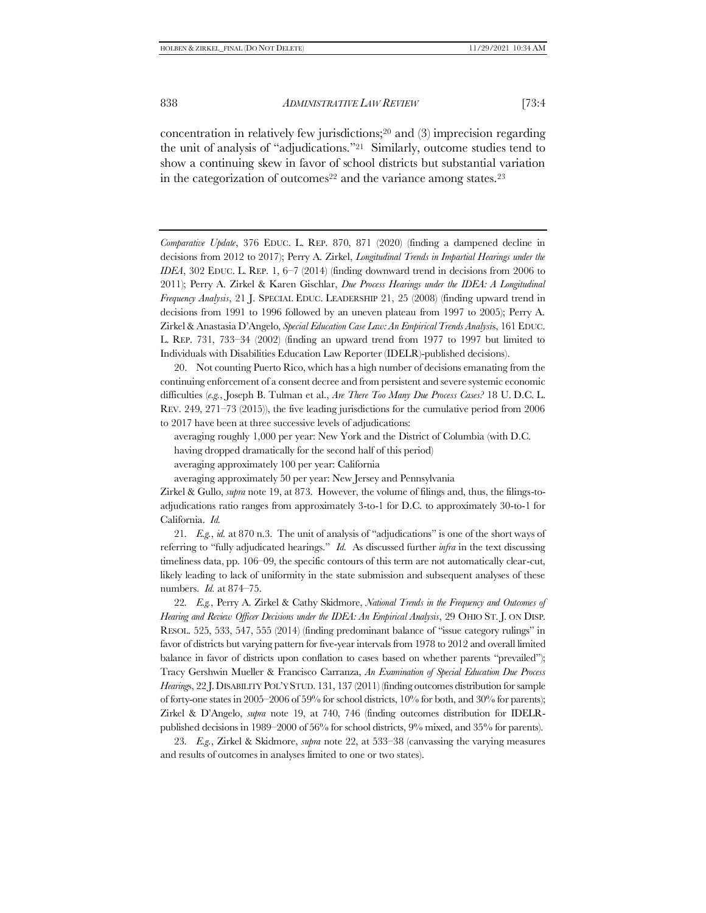concentration in relatively few jurisdictions;[20] and (3) imprecision regarding the unit of analysis of "adjudications."[21] Similarly, outcome studies tend to show a continuing skew in favor of school districts but substantial variation in the categorization of outcomes[22] and the variance among states.[23]

---

*Comparative Update*, 376 EDUC. L. REP. 870, 871 (2020) (finding a dampened decline in decisions from 2012 to 2017); Perry A. Zirkel, *Longitudinal Trends in Impartial Hearings under the IDEA*, 302 EDUC. L. REP. 1, 6–7 (2014) (finding downward trend in decisions from 2006 to 2011); Perry A. Zirkel & Karen Gischlar, *Due Process Hearings under the IDEA: A Longitudinal Frequency Analysis*, 21 J. SPECIAL EDUC. LEADERSHIP 21, 25 (2008) (finding upward trend in decisions from 1991 to 1996 followed by an uneven plateau from 1997 to 2005); Perry A. Zirkel & Anastasia D'Angelo, *Special Education Case Law: An Empirical Trends Analysis*, 161 EDUC. L. REP. 731, 733–34 (2002) (finding an upward trend from 1977 to 1997 but limited to Individuals with Disabilities Education Law Reporter (IDELR)-published decisions).

20. Not counting Puerto Rico, which has a high number of decisions emanating from the continuing enforcement of a consent decree and from persistent and severe systemic economic difficulties (*e.g.*, Joseph B. Tulman et al., *Are There Too Many Due Process Cases?* 18 U. D.C. L. REV. 249, 271–73 (2015)), the five leading jurisdictions for the cumulative period from 2006 to 2017 have been at three successive levels of adjudications:

averaging roughly 1,000 per year: New York and the District of Columbia (with D.C. having dropped dramatically for the second half of this period)

averaging approximately 100 per year: California

averaging approximately 50 per year: New Jersey and Pennsylvania

Zirkel & Gullo, *supra* note 19, at 873. However, the volume of filings and, thus, the filings-to-adjudications ratio ranges from approximately 3-to-1 for D.C. to approximately 30-to-1 for California. *Id.*

21. *E.g.*, *id.* at 870 n.3. The unit of analysis of "adjudications" is one of the short ways of referring to "fully adjudicated hearings." *Id.* As discussed further *infra* in the text discussing timeliness data, pp. 106–09, the specific contours of this term are not automatically clear-cut, likely leading to lack of uniformity in the state submission and subsequent analyses of these numbers. *Id.* at 874–75.

22. *E.g.*, Perry A. Zirkel & Cathy Skidmore, *National Trends in the Frequency and Outcomes of Hearing and Review Officer Decisions under the IDEA: An Empirical Analysis*, 29 OHIO ST. J. ON DISP. RESOL. 525, 533, 547, 555 (2014) (finding predominant balance of "issue category rulings" in favor of districts but varying pattern for five-year intervals from 1978 to 2012 and overall limited balance in favor of districts upon conflation to cases based on whether parents "prevailed"); Tracy Gershwin Mueller & Francisco Carranza, *An Examination of Special Education Due Process Hearings*, 22 J. DISABILITY POL'Y STUD. 131, 137 (2011) (finding outcomes distribution for sample of forty-one states in 2005–2006 of 59% for school districts, 10% for both, and 30% for parents); Zirkel & D'Angelo, *supra* note 19, at 740, 746 (finding outcomes distribution for IDELR-published decisions in 1989–2000 of 56% for school districts, 9% mixed, and 35% for parents).

23. *E.g.*, Zirkel & Skidmore, *supra* note 22, at 533–38 (canvassing the varying measures and results of outcomes in analyses limited to one or two states).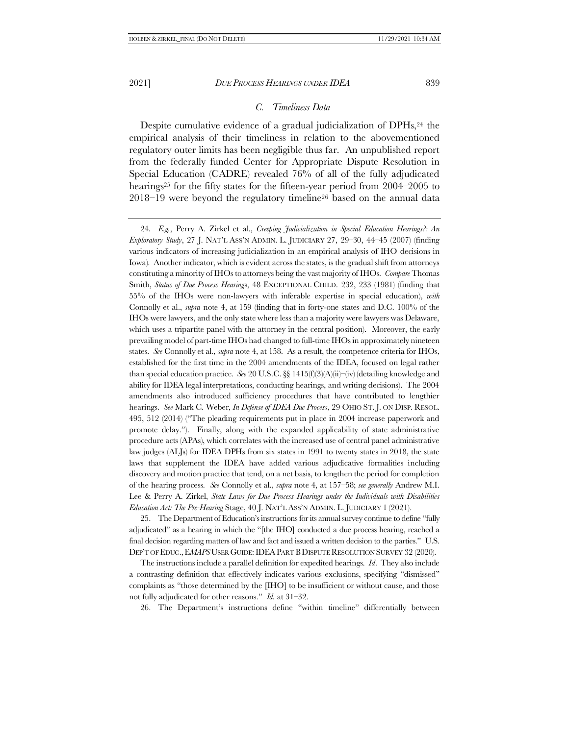### *C. Timeliness Data*

Despite cumulative evidence of a gradual judicialization of DPHs,[24] the empirical analysis of their timeliness in relation to the abovementioned regulatory outer limits has been negligible thus far. An unpublished report from the federally funded Center for Appropriate Dispute Resolution in Special Education (CADRE) revealed 76% of all of the fully adjudicated hearings[25] for the fifty states for the fifteen-year period from 2004–2005 to 2018–19 were beyond the regulatory timeline[26] based on the annual data

---

24. *E.g.*, Perry A. Zirkel et al., *Creeping Judicialization in Special Education Hearings?: An Exploratory Study*, 27 J. NAT'L ASS'N ADMIN. L. JUDICIARY 27, 29–30, 44–45 (2007) (finding various indicators of increasing judicialization in an empirical analysis of IHO decisions in Iowa). Another indicator, which is evident across the states, is the gradual shift from attorneys constituting a minority of IHOs to attorneys being the vast majority of IHOs. *Compare* Thomas Smith, *Status of Due Process Hearings*, 48 EXCEPTIONAL CHILD. 232, 233 (1981) (finding that 55% of the IHOs were non-lawyers with inferable expertise in special education), *with* Connolly et al., *supra* note 4, at 159 (finding that in forty-one states and D.C. 100% of the IHOs were lawyers, and the only state where less than a majority were lawyers was Delaware, which uses a tripartite panel with the attorney in the central position). Moreover, the early prevailing model of part-time IHOs had changed to full-time IHOs in approximately nineteen states. *See* Connolly et al., *supra* note 4, at 158. As a result, the competence criteria for IHOs, established for the first time in the 2004 amendments of the IDEA, focused on legal rather than special education practice. *See* 20 U.S.C. §§ 1415(f)(3)(A)(ii)–(iv) (detailing knowledge and ability for IDEA legal interpretations, conducting hearings, and writing decisions). The 2004 amendments also introduced sufficiency procedures that have contributed to lengthier hearings. *See* Mark C. Weber, *In Defense of IDEA Due Process*, 29 OHIO ST. J. ON DISP. RESOL. 495, 512 (2014) ("The pleading requirements put in place in 2004 increase paperwork and promote delay."). Finally, along with the expanded applicability of state administrative procedure acts (APAs), which correlates with the increased use of central panel administrative law judges (ALJs) for IDEA DPHs from six states in 1991 to twenty states in 2018, the state laws that supplement the IDEA have added various adjudicative formalities including discovery and motion practice that tend, on a net basis, to lengthen the period for completion of the hearing process. *See* Connolly et al., *supra* note 4, at 157–58; *see generally* Andrew M.I. Lee & Perry A. Zirkel, *State Laws for Due Process Hearings under the Individuals with Disabilities Education Act: The Pre-Hearing* Stage, 40 J. NAT'L ASS'N ADMIN. L. JUDICIARY 1 (2021).

25. The Department of Education's instructions for its annual survey continue to define "fully adjudicated" as a hearing in which the "[the IHO] conducted a due process hearing, reached a final decision regarding matters of law and fact and issued a written decision to the parties." U.S. DEP'T OF EDUC., E*MAPS* USER GUIDE: IDEA PART B DISPUTE RESOLUTION SURVEY 32 (2020).

The instructions include a parallel definition for expedited hearings. *Id*. They also include a contrasting definition that effectively indicates various exclusions, specifying "dismissed" complaints as "those determined by the [IHO] to be insufficient or without cause, and those not fully adjudicated for other reasons." *Id.* at 31–32.

26. The Department's instructions define "within timeline" differentially between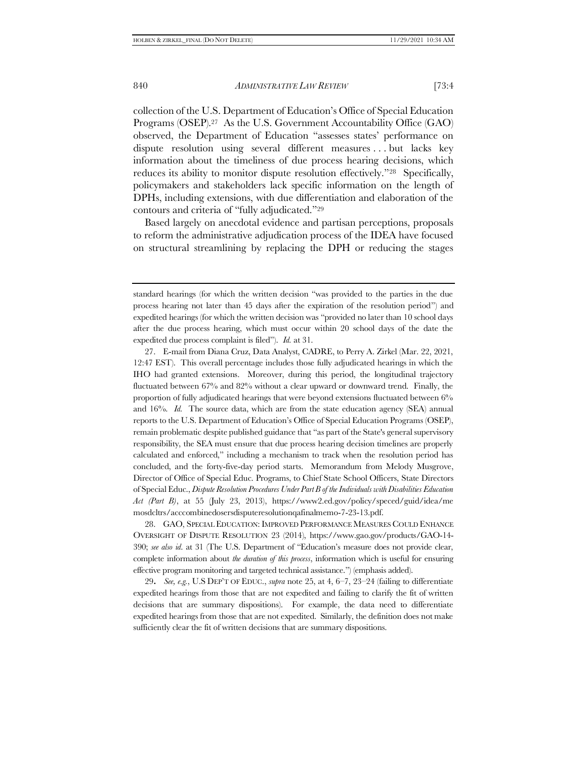collection of the U.S. Department of Education's Office of Special Education Programs (OSEP).[27] As the U.S. Government Accountability Office (GAO) observed, the Department of Education "assesses states' performance on dispute resolution using several different measures . . . but lacks key information about the timeliness of due process hearing decisions, which reduces its ability to monitor dispute resolution effectively."[28] Specifically, policymakers and stakeholders lack specific information on the length of DPHs, including extensions, with due differentiation and elaboration of the contours and criteria of "fully adjudicated."[29]

Based largely on anecdotal evidence and partisan perceptions, proposals to reform the administrative adjudication process of the IDEA have focused on structural streamlining by replacing the DPH or reducing the stages

---

standard hearings (for which the written decision "was provided to the parties in the due process hearing not later than 45 days after the expiration of the resolution period") and expedited hearings (for which the written decision was "provided no later than 10 school days after the due process hearing, which must occur within 20 school days of the date the expedited due process complaint is filed"). *Id.* at 31.

27. E-mail from Diana Cruz, Data Analyst, CADRE, to Perry A. Zirkel (Mar. 22, 2021, 12:47 EST). This overall percentage includes those fully adjudicated hearings in which the IHO had granted extensions. Moreover, during this period, the longitudinal trajectory fluctuated between 67% and 82% without a clear upward or downward trend. Finally, the proportion of fully adjudicated hearings that were beyond extensions fluctuated between 6% and 16%. *Id.* The source data, which are from the state education agency (SEA) annual reports to the U.S. Department of Education's Office of Special Education Programs (OSEP), remain problematic despite published guidance that "as part of the State's general supervisory responsibility, the SEA must ensure that due process hearing decision timelines are properly calculated and enforced," including a mechanism to track when the resolution period has concluded, and the forty-five-day period starts. Memorandum from Melody Musgrove, Director of Office of Special Educ. Programs, to Chief State School Officers, State Directors of Special Educ., *Dispute Resolution Procedures Under Part B of the Individuals with Disabilities Education Act (Part B)*, at 55 (July 23, 2013), https://www2.ed.gov/policy/speced/guid/idea/memosdcltrs/acccombinedosersdisputeresolutionqafinalmemo-7-23-13.pdf.

28. GAO, SPECIAL EDUCATION: IMPROVED PERFORMANCE MEASURES COULD ENHANCE OVERSIGHT OF DISPUTE RESOLUTION 23 (2014), https://www.gao.gov/products/GAO-14-390; *see also id.* at 31 (The U.S. Department of "Education's measure does not provide clear, complete information about *the duration of this process*, information which is useful for ensuring effective program monitoring and targeted technical assistance.") (emphasis added).

29. *See, e.g.*, U.S DEP'T OF EDUC., *supra* note 25, at 4, 6–7, 23–24 (failing to differentiate expedited hearings from those that are not expedited and failing to clarify the fit of written decisions that are summary dispositions). For example, the data need to differentiate expedited hearings from those that are not expedited. Similarly, the definition does not make sufficiently clear the fit of written decisions that are summary dispositions.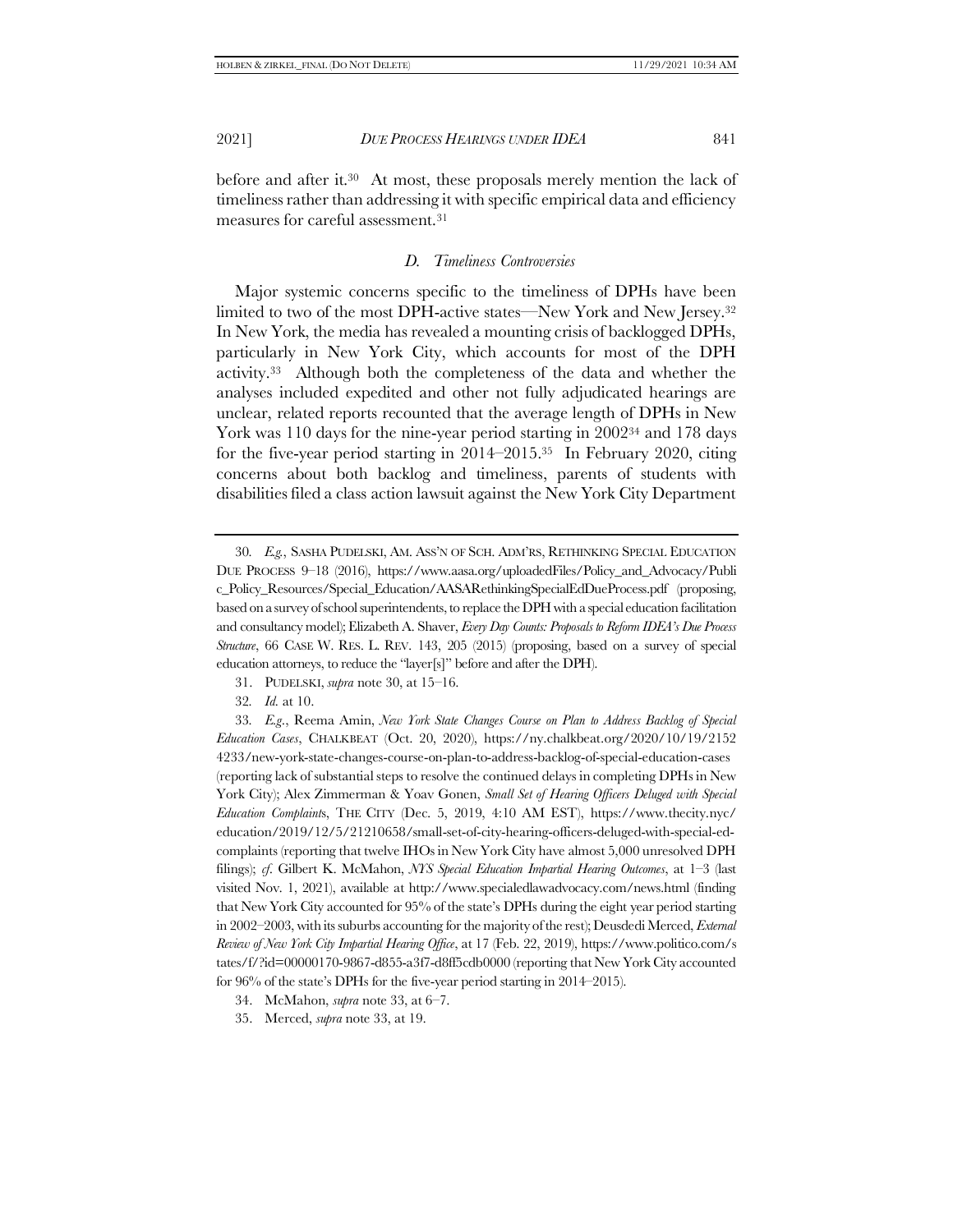before and after it.[30] At most, these proposals merely mention the lack of timeliness rather than addressing it with specific empirical data and efficiency measures for careful assessment.[31]

### *D. Timeliness Controversies*

Major systemic concerns specific to the timeliness of DPHs have been limited to two of the most DPH-active states—New York and New Jersey.[32] In New York, the media has revealed a mounting crisis of backlogged DPHs, particularly in New York City, which accounts for most of the DPH activity.[33] Although both the completeness of the data and whether the analyses included expedited and other not fully adjudicated hearings are unclear, related reports recounted that the average length of DPHs in New York was 110 days for the nine-year period starting in 2002[34] and 178 days for the five-year period starting in 2014–2015.[35] In February 2020, citing concerns about both backlog and timeliness, parents of students with disabilities filed a class action lawsuit against the New York City Department

---

30. *E.g.*, SASHA PUDELSKI, AM. ASS'N OF SCH. ADM'RS, RETHINKING SPECIAL EDUCATION DUE PROCESS 9–18 (2016), https://www.aasa.org/uploadedFiles/Policy_and_Advocacy/Public_Policy_Resources/Special_Education/AASARethinkingSpecialEdDueProcess.pdf (proposing, based on a survey of school superintendents, to replace the DPH with a special education facilitation and consultancy model); Elizabeth A. Shaver, *Every Day Counts: Proposals to Reform IDEA's Due Process Structure*, 66 CASE W. RES. L. REV. 143, 205 (2015) (proposing, based on a survey of special education attorneys, to reduce the "layer[s]" before and after the DPH).

31. PUDELSKI, *supra* note 30, at 15–16.

32. *Id.* at 10.

33. *E.g.*, Reema Amin, *New York State Changes Course on Plan to Address Backlog of Special Education Cases*, CHALKBEAT (Oct. 20, 2020), https://ny.chalkbeat.org/2020/10/19/21524233/new-york-state-changes-course-on-plan-to-address-backlog-of-special-education-cases (reporting lack of substantial steps to resolve the continued delays in completing DPHs in New York City); Alex Zimmerman & Yoav Gonen, *Small Set of Hearing Officers Deluged with Special Education Complaints*, THE CITY (Dec. 5, 2019, 4:10 AM EST), https://www.thecity.nyc/education/2019/12/5/21210658/small-set-of-city-hearing-officers-deluged-with-special-ed-complaints (reporting that twelve IHOs in New York City have almost 5,000 unresolved DPH filings); *cf*. Gilbert K. McMahon, *NYS Special Education Impartial Hearing Outcomes*, at 1–3 (last visited Nov. 1, 2021), available at http://www.specialedlawadvocacy.com/news.html (finding that New York City accounted for 95% of the state's DPHs during the eight year period starting in 2002–2003, with its suburbs accounting for the majority of the rest); Deusdedi Merced, *External Review of New York City Impartial Hearing Office*, at 17 (Feb. 22, 2019), https://www.politico.com/states/f/?id=00000170-9867-d855-a3f7-d8ff5cdb0000 (reporting that New York City accounted for 96% of the state's DPHs for the five-year period starting in 2014–2015).

34. McMahon, *supra* note 33, at 6–7.

35. Merced, *supra* note 33, at 19.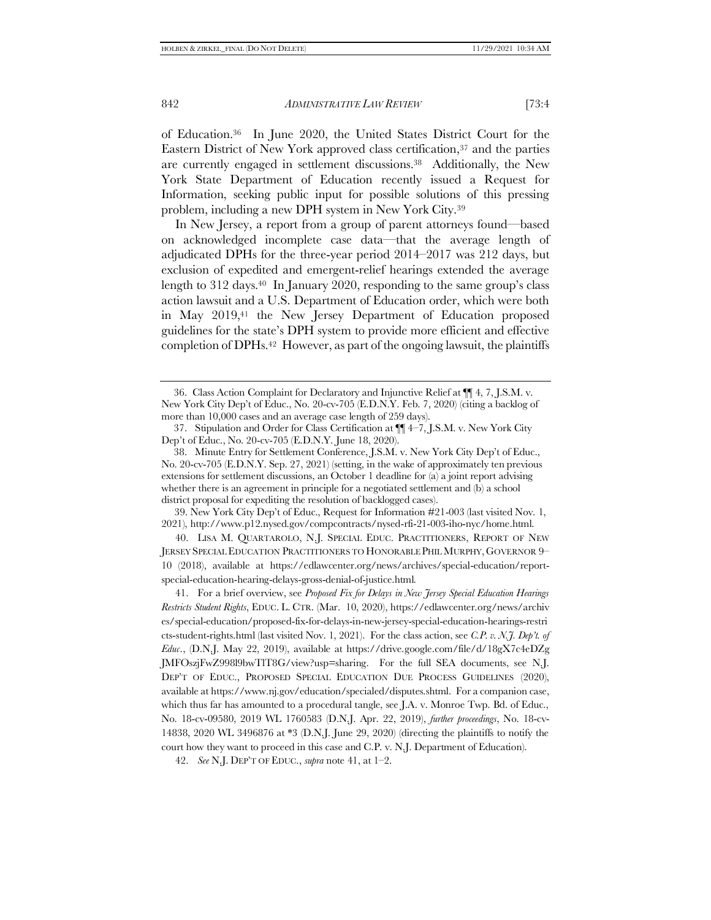of Education.[36] In June 2020, the United States District Court for the Eastern District of New York approved class certification,[37] and the parties are currently engaged in settlement discussions.[38] Additionally, the New York State Department of Education recently issued a Request for Information, seeking public input for possible solutions of this pressing problem, including a new DPH system in New York City.[39]

In New Jersey, a report from a group of parent attorneys found—based on acknowledged incomplete case data—that the average length of adjudicated DPHs for the three-year period 2014–2017 was 212 days, but exclusion of expedited and emergent-relief hearings extended the average length to 312 days.[40] In January 2020, responding to the same group's class action lawsuit and a U.S. Department of Education order, which were both in May 2019,[41] the New Jersey Department of Education proposed guidelines for the state's DPH system to provide more efficient and effective completion of DPHs.[42] However, as part of the ongoing lawsuit, the plaintiffs

---

36. Class Action Complaint for Declaratory and Injunctive Relief at ¶¶ 4, 7, J.S.M. v. New York City Dep't of Educ., No. 20-cv-705 (E.D.N.Y. Feb. 7, 2020) (citing a backlog of more than 10,000 cases and an average case length of 259 days).

37. Stipulation and Order for Class Certification at ¶¶ 4–7, J.S.M. v. New York City Dep't of Educ., No. 20-cv-705 (E.D.N.Y. June 18, 2020).

38. Minute Entry for Settlement Conference, J.S.M. v. New York City Dep't of Educ., No. 20-cv-705 (E.D.N.Y. Sep. 27, 2021) (setting, in the wake of approximately ten previous extensions for settlement discussions, an October 1 deadline for (a) a joint report advising whether there is an agreement in principle for a negotiated settlement and (b) a school district proposal for expediting the resolution of backlogged cases).

39. New York City Dep't of Educ., Request for Information #21-003 (last visited Nov. 1, 2021), http://www.p12.nysed.gov/compcontracts/nysed-rfi-21-003-iho-nyc/home.html.

40. LISA M. QUARTAROLO, N.J. SPECIAL EDUC. PRACTITIONERS, REPORT OF NEW JERSEY SPECIAL EDUCATION PRACTITIONERS TO HONORABLE PHIL MURPHY, GOVERNOR 9–10 (2018), available at https://edlawcenter.org/news/archives/special-education/report-special-education-hearing-delays-gross-denial-of-justice.html.

41. For a brief overview, see *Proposed Fix for Delays in New Jersey Special Education Hearings Restricts Student Rights*, EDUC. L. CTR. (Mar. 10, 2020), https://edlawcenter.org/news/archives/special-education/proposed-fix-for-delays-in-new-jersey-special-education-hearings-restricts-student-rights.html (last visited Nov. 1, 2021). For the class action, see *C.P. v. N.J. Dep't. of Educ.*, (D.N.J. May 22, 2019), available at https://drive.google.com/file/d/18gX7c4eDZgJMFOszjFwZ998l9bwTlT8G/view?usp=sharing. For the full SEA documents, see N.J. DEP'T OF EDUC., PROPOSED SPECIAL EDUCATION DUE PROCESS GUIDELINES (2020), available at https://www.nj.gov/education/specialed/disputes.shtml. For a companion case, which thus far has amounted to a procedural tangle, see J.A. v. Monroe Twp. Bd. of Educ., No. 18-cv-09580, 2019 WL 1760583 (D.N.J. Apr. 22, 2019), *further proceedings*, No. 18-cv-14838, 2020 WL 3496876 at *3 (D.N.J. June 29, 2020) (directing the plaintiffs to notify the court how they want to proceed in this case and C.P. v. N.J. Department of Education).

42. *See* N.J. DEP'T OF EDUC., *supra* note 41, at 1–2.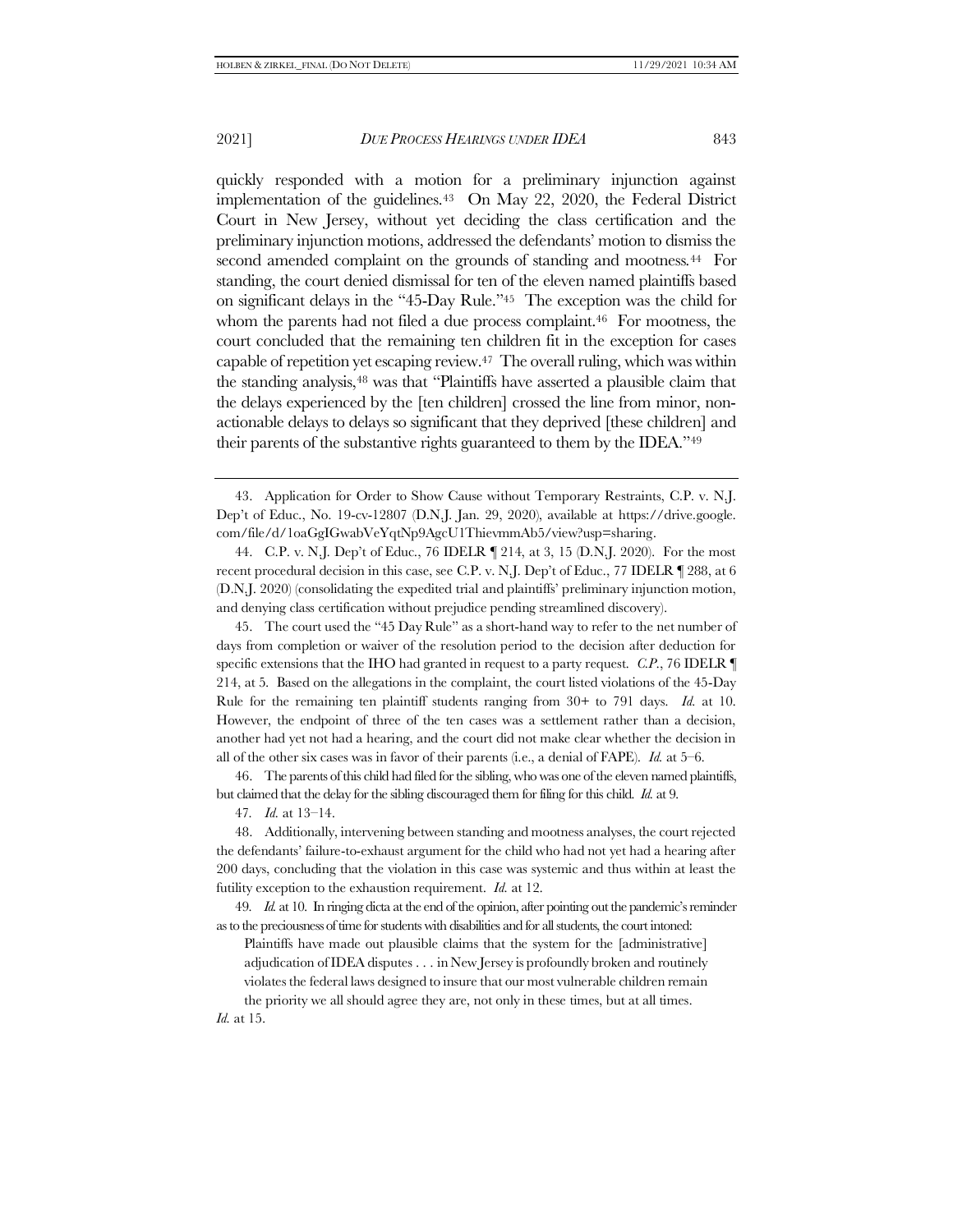quickly responded with a motion for a preliminary injunction against implementation of the guidelines.[43] On May 22, 2020, the Federal District Court in New Jersey, without yet deciding the class certification and the preliminary injunction motions, addressed the defendants' motion to dismiss the second amended complaint on the grounds of standing and mootness.[44] For standing, the court denied dismissal for ten of the eleven named plaintiffs based on significant delays in the "45-Day Rule."[45] The exception was the child for whom the parents had not filed a due process complaint.[46] For mootness, the court concluded that the remaining ten children fit in the exception for cases capable of repetition yet escaping review.[47] The overall ruling, which was within the standing analysis,[48] was that "Plaintiffs have asserted a plausible claim that the delays experienced by the [ten children] crossed the line from minor, non-actionable delays to delays so significant that they deprived [these children] and their parents of the substantive rights guaranteed to them by the IDEA."[49]

---

43. Application for Order to Show Cause without Temporary Restraints, C.P. v. N.J. Dep't of Educ., No. 19-cv-12807 (D.N.J. Jan. 29, 2020), available at https://drive.google.com/file/d/1oaGgIGwabVeYqtNp9AgcU1ThievmmAb5/view?usp=sharing.

44. C.P. v. N.J. Dep't of Educ., 76 IDELR ¶ 214, at 3, 15 (D.N.J. 2020). For the most recent procedural decision in this case, see C.P. v. N.J. Dep't of Educ., 77 IDELR ¶ 288, at 6 (D.N.J. 2020) (consolidating the expedited trial and plaintiffs' preliminary injunction motion, and denying class certification without prejudice pending streamlined discovery).

45. The court used the "45 Day Rule" as a short-hand way to refer to the net number of days from completion or waiver of the resolution period to the decision after deduction for specific extensions that the IHO had granted in request to a party request. *C.P.*, 76 IDELR ¶ 214, at 5. Based on the allegations in the complaint, the court listed violations of the 45-Day Rule for the remaining ten plaintiff students ranging from 30+ to 791 days. *Id.* at 10. However, the endpoint of three of the ten cases was a settlement rather than a decision, another had yet not had a hearing, and the court did not make clear whether the decision in all of the other six cases was in favor of their parents (i.e., a denial of FAPE). *Id.* at 5–6.

46. The parents of this child had filed for the sibling, who was one of the eleven named plaintiffs, but claimed that the delay for the sibling discouraged them for filing for this child. *Id.* at 9.

47. *Id.* at 13–14.

48. Additionally, intervening between standing and mootness analyses, the court rejected the defendants' failure-to-exhaust argument for the child who had not yet had a hearing after 200 days, concluding that the violation in this case was systemic and thus within at least the futility exception to the exhaustion requirement. *Id.* at 12.

49. *Id.* at 10. In ringing dicta at the end of the opinion, after pointing out the pandemic's reminder as to the preciousness of time for students with disabilities and for all students, the court intoned:

> Plaintiffs have made out plausible claims that the system for the [administrative] adjudication of IDEA disputes . . . in New Jersey is profoundly broken and routinely violates the federal laws designed to insure that our most vulnerable children remain the priority we all should agree they are, not only in these times, but at all times.

*Id.* at 15.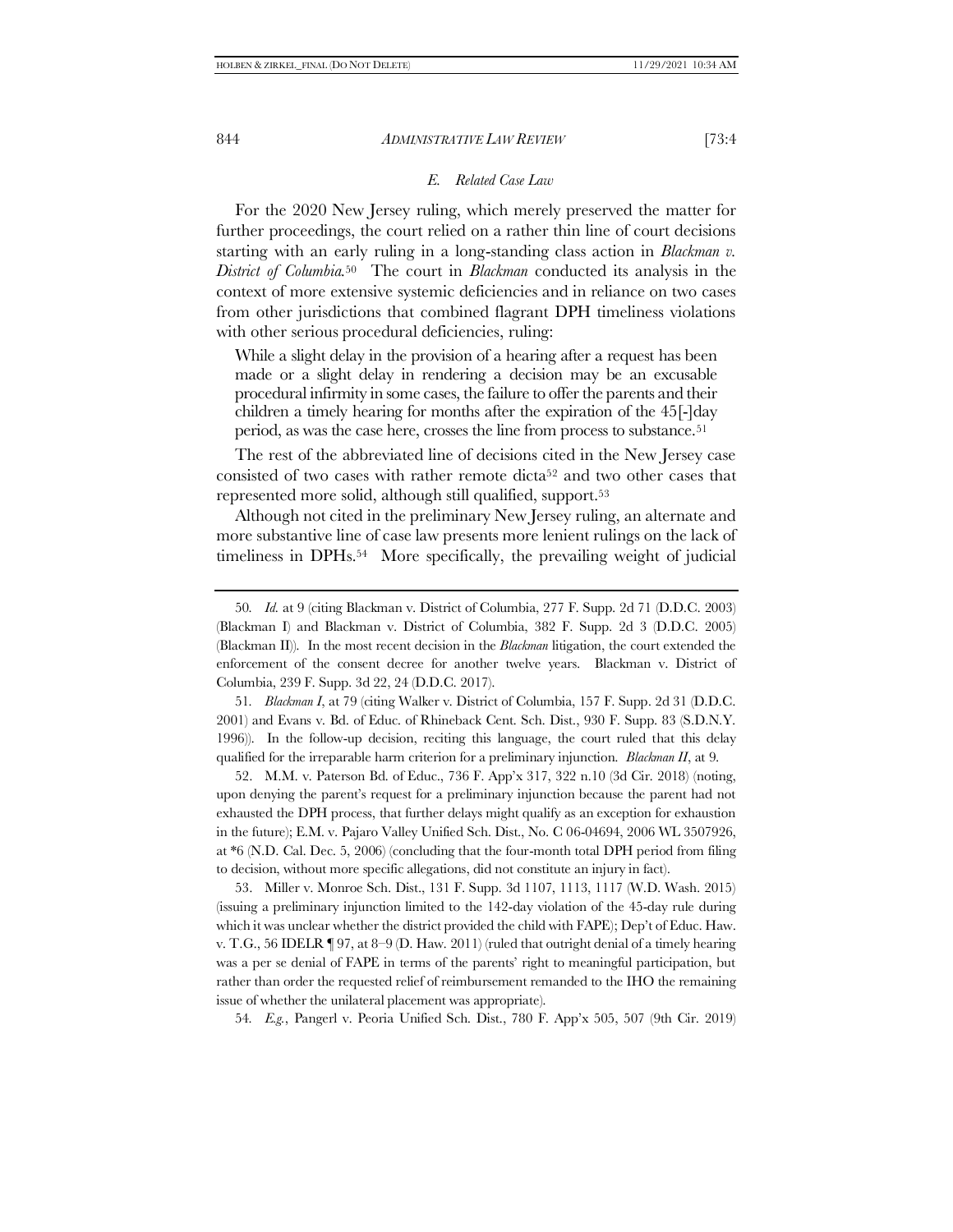### *E. Related Case Law*

For the 2020 New Jersey ruling, which merely preserved the matter for further proceedings, the court relied on a rather thin line of court decisions starting with an early ruling in a long-standing class action in *Blackman v. District of Columbia*.[50] The court in *Blackman* conducted its analysis in the context of more extensive systemic deficiencies and in reliance on two cases from other jurisdictions that combined flagrant DPH timeliness violations with other serious procedural deficiencies, ruling:

> While a slight delay in the provision of a hearing after a request has been made or a slight delay in rendering a decision may be an excusable procedural infirmity in some cases, the failure to offer the parents and their children a timely hearing for months after the expiration of the 45[-]day period, as was the case here, crosses the line from process to substance.[51]

The rest of the abbreviated line of decisions cited in the New Jersey case consisted of two cases with rather remote dicta[52] and two other cases that represented more solid, although still qualified, support.[53]

Although not cited in the preliminary New Jersey ruling, an alternate and more substantive line of case law presents more lenient rulings on the lack of timeliness in DPHs.[54] More specifically, the prevailing weight of judicial

---

50. *Id.* at 9 (citing Blackman v. District of Columbia, 277 F. Supp. 2d 71 (D.D.C. 2003) (Blackman I) and Blackman v. District of Columbia, 382 F. Supp. 2d 3 (D.D.C. 2005) (Blackman II)). In the most recent decision in the *Blackman* litigation, the court extended the enforcement of the consent decree for another twelve years. Blackman v. District of Columbia, 239 F. Supp. 3d 22, 24 (D.D.C. 2017).

51. *Blackman I*, at 79 (citing Walker v. District of Columbia, 157 F. Supp. 2d 31 (D.D.C. 2001) and Evans v. Bd. of Educ. of Rhineback Cent. Sch. Dist., 930 F. Supp. 83 (S.D.N.Y. 1996)). In the follow-up decision, reciting this language, the court ruled that this delay qualified for the irreparable harm criterion for a preliminary injunction. *Blackman II*, at 9.

52. M.M. v. Paterson Bd. of Educ., 736 F. App'x 317, 322 n.10 (3d Cir. 2018) (noting, upon denying the parent's request for a preliminary injunction because the parent had not exhausted the DPH process, that further delays might qualify as an exception for exhaustion in the future); E.M. v. Pajaro Valley Unified Sch. Dist., No. C 06-04694, 2006 WL 3507926, at *6 (N.D. Cal. Dec. 5, 2006) (concluding that the four-month total DPH period from filing to decision, without more specific allegations, did not constitute an injury in fact).

53. Miller v. Monroe Sch. Dist., 131 F. Supp. 3d 1107, 1113, 1117 (W.D. Wash. 2015) (issuing a preliminary injunction limited to the 142-day violation of the 45-day rule during which it was unclear whether the district provided the child with FAPE); Dep't of Educ. Haw. v. T.G., 56 IDELR ¶ 97, at 8–9 (D. Haw. 2011) (ruled that outright denial of a timely hearing was a per se denial of FAPE in terms of the parents' right to meaningful participation, but rather than order the requested relief of reimbursement remanded to the IHO the remaining issue of whether the unilateral placement was appropriate).

54. *E.g.*, Pangerl v. Peoria Unified Sch. Dist., 780 F. App'x 505, 507 (9th Cir. 2019)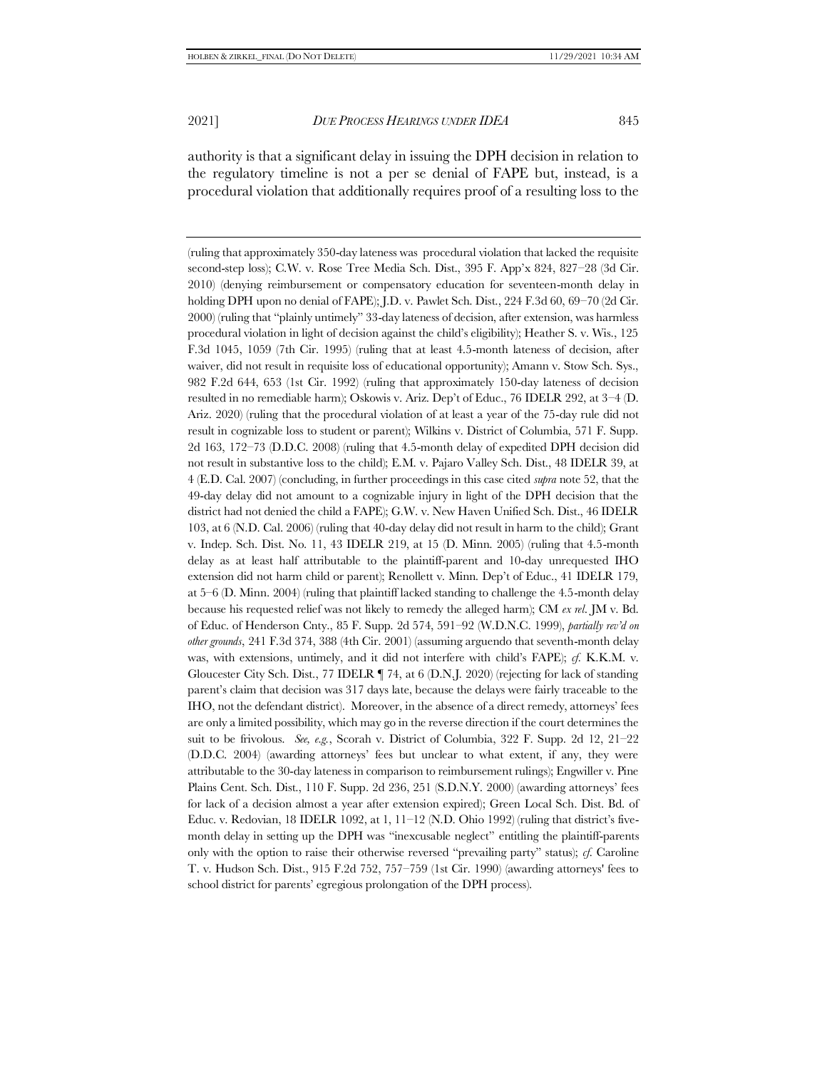authority is that a significant delay in issuing the DPH decision in relation to the regulatory timeline is not a per se denial of FAPE but, instead, is a procedural violation that additionally requires proof of a resulting loss to the

---

(ruling that approximately 350-day lateness was procedural violation that lacked the requisite second-step loss); C.W. v. Rose Tree Media Sch. Dist., 395 F. App'x 824, 827–28 (3d Cir. 2010) (denying reimbursement or compensatory education for seventeen-month delay in holding DPH upon no denial of FAPE); J.D. v. Pawlet Sch. Dist., 224 F.3d 60, 69–70 (2d Cir. 2000) (ruling that "plainly untimely" 33-day lateness of decision, after extension, was harmless procedural violation in light of decision against the child's eligibility); Heather S. v. Wis., 125 F.3d 1045, 1059 (7th Cir. 1995) (ruling that at least 4.5-month lateness of decision, after waiver, did not result in requisite loss of educational opportunity); Amann v. Stow Sch. Sys., 982 F.2d 644, 653 (1st Cir. 1992) (ruling that approximately 150-day lateness of decision resulted in no remediable harm); Oskowis v. Ariz. Dep't of Educ., 76 IDELR 292, at 3–4 (D. Ariz. 2020) (ruling that the procedural violation of at least a year of the 75-day rule did not result in cognizable loss to student or parent); Wilkins v. District of Columbia, 571 F. Supp. 2d 163, 172–73 (D.D.C. 2008) (ruling that 4.5-month delay of expedited DPH decision did not result in substantive loss to the child); E.M. v. Pajaro Valley Sch. Dist., 48 IDELR 39, at 4 (E.D. Cal. 2007) (concluding, in further proceedings in this case cited *supra* note 52, that the 49-day delay did not amount to a cognizable injury in light of the DPH decision that the district had not denied the child a FAPE); G.W. v. New Haven Unified Sch. Dist., 46 IDELR 103, at 6 (N.D. Cal. 2006) (ruling that 40-day delay did not result in harm to the child); Grant v. Indep. Sch. Dist. No. 11, 43 IDELR 219, at 15 (D. Minn. 2005) (ruling that 4.5-month delay as at least half attributable to the plaintiff-parent and 10-day unrequested IHO extension did not harm child or parent); Renollett v. Minn. Dep't of Educ., 41 IDELR 179, at 5–6 (D. Minn. 2004) (ruling that plaintiff lacked standing to challenge the 4.5-month delay because his requested relief was not likely to remedy the alleged harm); CM *ex rel.* JM v. Bd. of Educ. of Henderson Cnty., 85 F. Supp. 2d 574, 591–92 (W.D.N.C. 1999), *partially rev'd on other grounds*, 241 F.3d 374, 388 (4th Cir. 2001) (assuming arguendo that seventh-month delay was, with extensions, untimely, and it did not interfere with child's FAPE); *cf.* K.K.M. v. Gloucester City Sch. Dist., 77 IDELR ¶ 74, at 6 (D.N.J. 2020) (rejecting for lack of standing parent's claim that decision was 317 days late, because the delays were fairly traceable to the IHO, not the defendant district). Moreover, in the absence of a direct remedy, attorneys' fees are only a limited possibility, which may go in the reverse direction if the court determines the suit to be frivolous. *See, e.g.*, Scorah v. District of Columbia, 322 F. Supp. 2d 12, 21–22 (D.D.C. 2004) (awarding attorneys' fees but unclear to what extent, if any, they were attributable to the 30-day lateness in comparison to reimbursement rulings); Engwiller v. Pine Plains Cent. Sch. Dist., 110 F. Supp. 2d 236, 251 (S.D.N.Y. 2000) (awarding attorneys' fees for lack of a decision almost a year after extension expired); Green Local Sch. Dist. Bd. of Educ. v. Redovian, 18 IDELR 1092, at 1, 11–12 (N.D. Ohio 1992) (ruling that district's five-month delay in setting up the DPH was "inexcusable neglect" entitling the plaintiff-parents only with the option to raise their otherwise reversed "prevailing party" status); *cf.* Caroline T. v. Hudson Sch. Dist., 915 F.2d 752, 757–759 (1st Cir. 1990) (awarding attorneys' fees to school district for parents' egregious prolongation of the DPH process).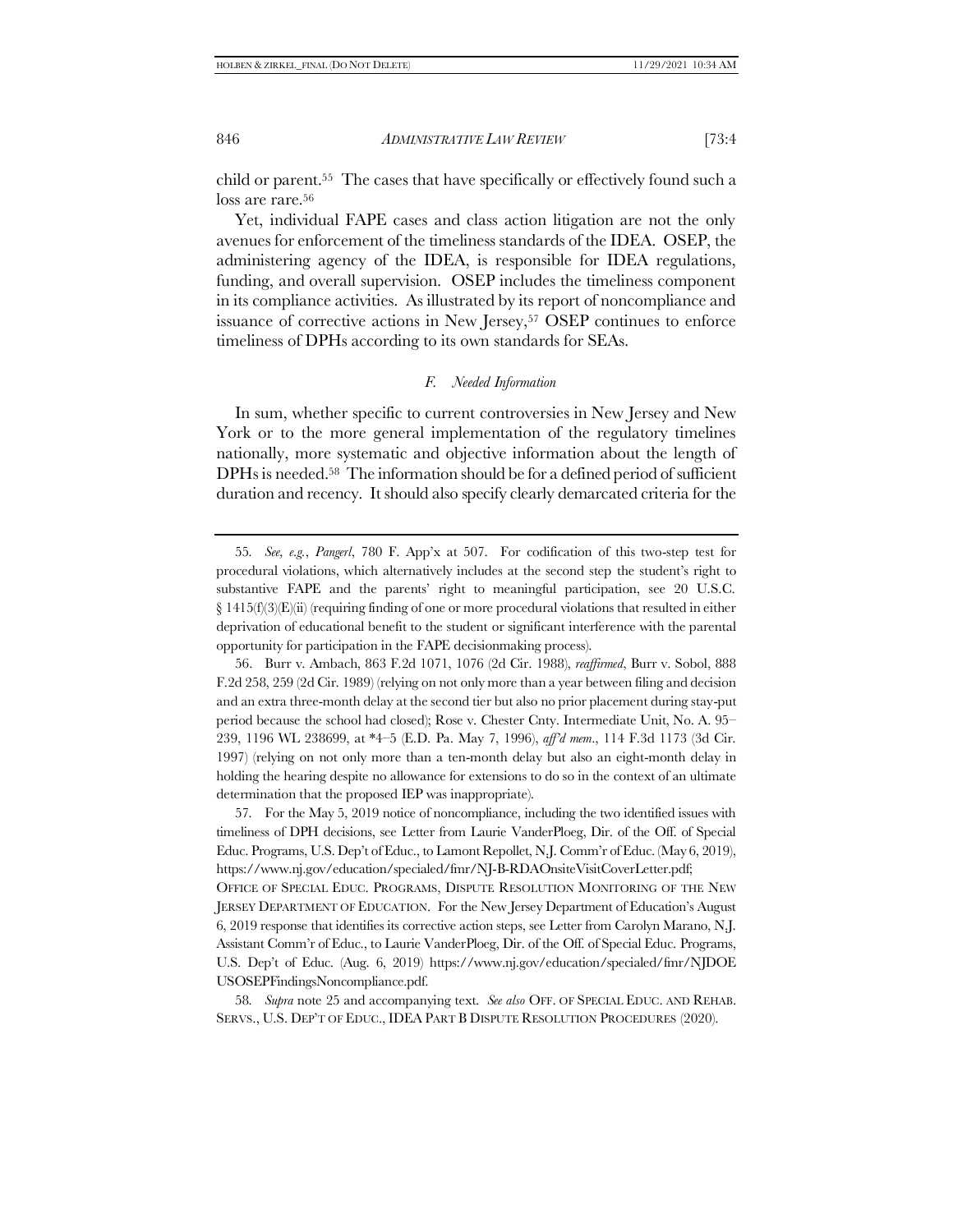child or parent.[55] The cases that have specifically or effectively found such a loss are rare.[56]

Yet, individual FAPE cases and class action litigation are not the only avenues for enforcement of the timeliness standards of the IDEA. OSEP, the administering agency of the IDEA, is responsible for IDEA regulations, funding, and overall supervision. OSEP includes the timeliness component in its compliance activities. As illustrated by its report of noncompliance and issuance of corrective actions in New Jersey,[57] OSEP continues to enforce timeliness of DPHs according to its own standards for SEAs.

### *F. Needed Information*

In sum, whether specific to current controversies in New Jersey and New York or to the more general implementation of the regulatory timelines nationally, more systematic and objective information about the length of DPHs is needed.[58] The information should be for a defined period of sufficient duration and recency. It should also specify clearly demarcated criteria for the

---

55. *See, e.g.*, *Pangerl*, 780 F. App'x at 507. For codification of this two-step test for procedural violations, which alternatively includes at the second step the student's right to substantive FAPE and the parents' right to meaningful participation, see 20 U.S.C. § 1415(f)(3)(E)(ii) (requiring finding of one or more procedural violations that resulted in either deprivation of educational benefit to the student or significant interference with the parental opportunity for participation in the FAPE decisionmaking process).

56. Burr v. Ambach, 863 F.2d 1071, 1076 (2d Cir. 1988), *reaffirmed*, Burr v. Sobol, 888 F.2d 258, 259 (2d Cir. 1989) (relying on not only more than a year between filing and decision and an extra three-month delay at the second tier but also no prior placement during stay-put period because the school had closed); Rose v. Chester Cnty. Intermediate Unit, No. A. 95–239, 1196 WL 238699, at *4–5 (E.D. Pa. May 7, 1996), *aff'd mem.*, 114 F.3d 1173 (3d Cir. 1997) (relying on not only more than a ten-month delay but also an eight-month delay in holding the hearing despite no allowance for extensions to do so in the context of an ultimate determination that the proposed IEP was inappropriate).

57. For the May 5, 2019 notice of noncompliance, including the two identified issues with timeliness of DPH decisions, see Letter from Laurie VanderPloeg, Dir. of the Off. of Special Educ. Programs, U.S. Dep't of Educ., to Lamont Repollet, N.J. Comm'r of Educ. (May 6, 2019), https://www.nj.gov/education/specialed/fmr/NJ-B-RDAOnsiteVisitCoverLetter.pdf; OFFICE OF SPECIAL EDUC. PROGRAMS, DISPUTE RESOLUTION MONITORING OF THE NEW JERSEY DEPARTMENT OF EDUCATION. For the New Jersey Department of Education's August 6, 2019 response that identifies its corrective action steps, see Letter from Carolyn Marano, N.J. Assistant Comm'r of Educ., to Laurie VanderPloeg, Dir. of the Off. of Special Educ. Programs, U.S. Dep't of Educ. (Aug. 6, 2019) https://www.nj.gov/education/specialed/fmr/NJDOEUSOSEPFindingsNoncompliance.pdf.

58. *Supra* note 25 and accompanying text. *See also* OFF. OF SPECIAL EDUC. AND REHAB. SERVS., U.S. DEP'T OF EDUC., IDEA PART B DISPUTE RESOLUTION PROCEDURES (2020).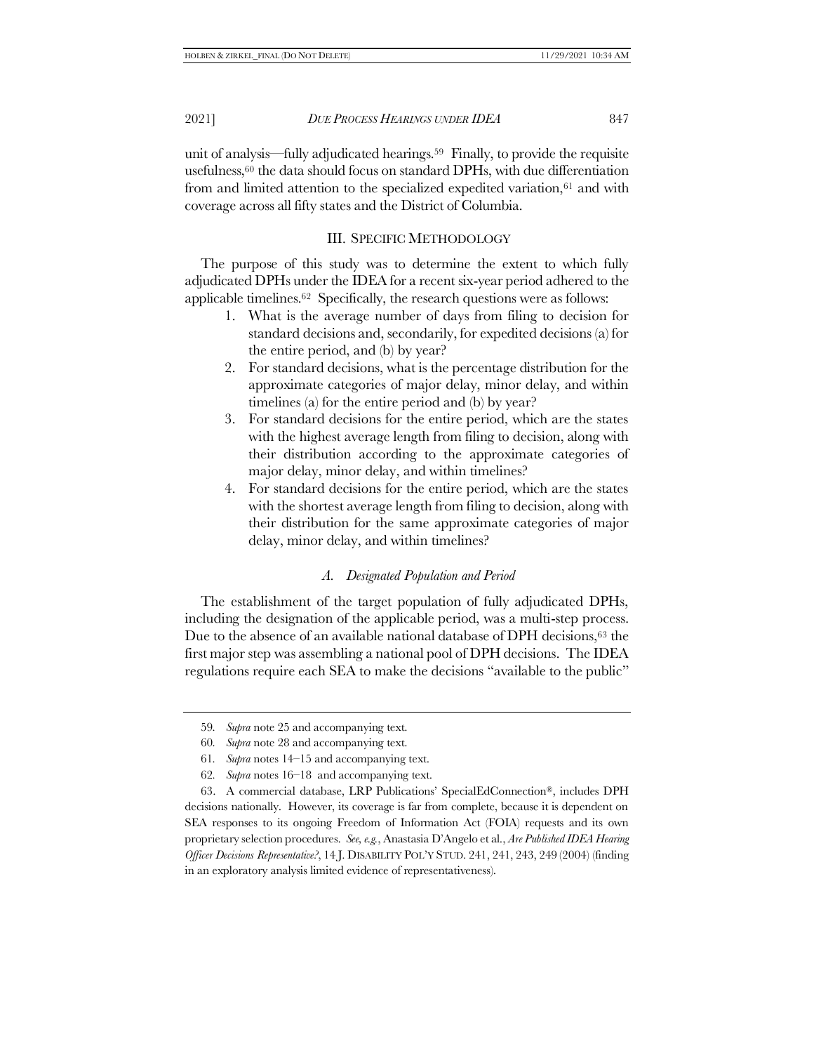unit of analysis—fully adjudicated hearings.[59] Finally, to provide the requisite usefulness,[60] the data should focus on standard DPHs, with due differentiation from and limited attention to the specialized expedited variation,[61] and with coverage across all fifty states and the District of Columbia.

## III. SPECIFIC METHODOLOGY

The purpose of this study was to determine the extent to which fully adjudicated DPHs under the IDEA for a recent six-year period adhered to the applicable timelines.[62] Specifically, the research questions were as follows:

1. What is the average number of days from filing to decision for standard decisions and, secondarily, for expedited decisions (a) for the entire period, and (b) by year?
2. For standard decisions, what is the percentage distribution for the approximate categories of major delay, minor delay, and within timelines (a) for the entire period and (b) by year?
3. For standard decisions for the entire period, which are the states with the highest average length from filing to decision, along with their distribution according to the approximate categories of major delay, minor delay, and within timelines?
4. For standard decisions for the entire period, which are the states with the shortest average length from filing to decision, along with their distribution for the same approximate categories of major delay, minor delay, and within timelines?

### *A. Designated Population and Period*

The establishment of the target population of fully adjudicated DPHs, including the designation of the applicable period, was a multi-step process. Due to the absence of an available national database of DPH decisions,[63] the first major step was assembling a national pool of DPH decisions. The IDEA regulations require each SEA to make the decisions "available to the public"

---

59. *Supra* note 25 and accompanying text.

60. *Supra* note 28 and accompanying text.

61. *Supra* notes 14–15 and accompanying text.

62. *Supra* notes 16–18 and accompanying text.

63. A commercial database, LRP Publications' SpecialEdConnection®, includes DPH decisions nationally. However, its coverage is far from complete, because it is dependent on SEA responses to its ongoing Freedom of Information Act (FOIA) requests and its own proprietary selection procedures. *See, e.g.*, Anastasia D'Angelo et al., *Are Published IDEA Hearing Officer Decisions Representative?*, 14 J. DISABILITY POL'Y STUD. 241, 241, 243, 249 (2004) (finding in an exploratory analysis limited evidence of representativeness).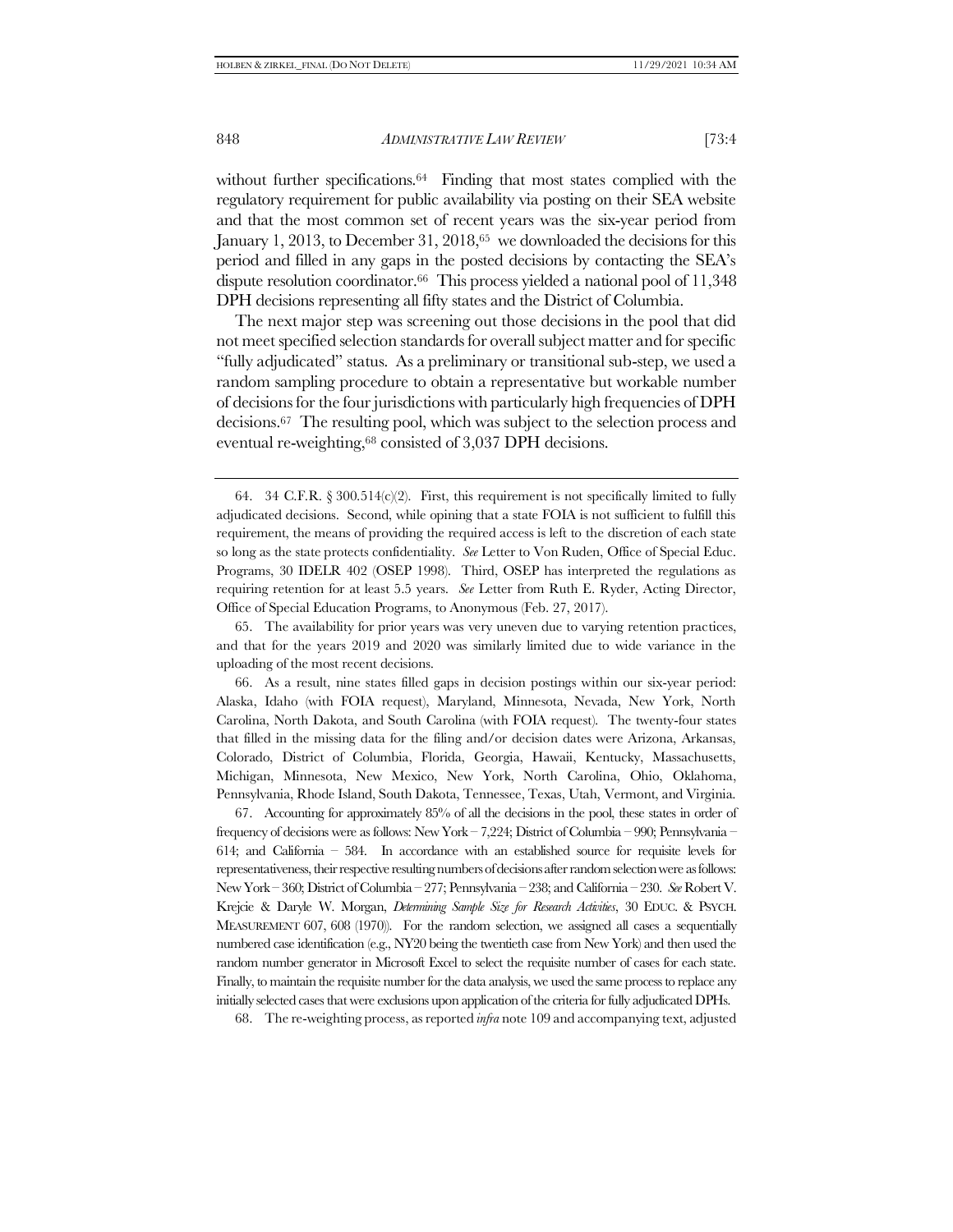without further specifications.[64] Finding that most states complied with the regulatory requirement for public availability via posting on their SEA website and that the most common set of recent years was the six-year period from January 1, 2013, to December 31, 2018,[65] we downloaded the decisions for this period and filled in any gaps in the posted decisions by contacting the SEA's dispute resolution coordinator.[66] This process yielded a national pool of 11,348 DPH decisions representing all fifty states and the District of Columbia.

The next major step was screening out those decisions in the pool that did not meet specified selection standards for overall subject matter and for specific "fully adjudicated" status. As a preliminary or transitional sub-step, we used a random sampling procedure to obtain a representative but workable number of decisions for the four jurisdictions with particularly high frequencies of DPH decisions.[67] The resulting pool, which was subject to the selection process and eventual re-weighting,[68] consisted of 3,037 DPH decisions.

---

64. 34 C.F.R. § 300.514(c)(2). First, this requirement is not specifically limited to fully adjudicated decisions. Second, while opining that a state FOIA is not sufficient to fulfill this requirement, the means of providing the required access is left to the discretion of each state so long as the state protects confidentiality. *See* Letter to Von Ruden, Office of Special Educ. Programs, 30 IDELR 402 (OSEP 1998). Third, OSEP has interpreted the regulations as requiring retention for at least 5.5 years. *See* Letter from Ruth E. Ryder, Acting Director, Office of Special Education Programs, to Anonymous (Feb. 27, 2017).

65. The availability for prior years was very uneven due to varying retention practices, and that for the years 2019 and 2020 was similarly limited due to wide variance in the uploading of the most recent decisions.

66. As a result, nine states filled gaps in decision postings within our six-year period: Alaska, Idaho (with FOIA request), Maryland, Minnesota, Nevada, New York, North Carolina, North Dakota, and South Carolina (with FOIA request). The twenty-four states that filled in the missing data for the filing and/or decision dates were Arizona, Arkansas, Colorado, District of Columbia, Florida, Georgia, Hawaii, Kentucky, Massachusetts, Michigan, Minnesota, New Mexico, New York, North Carolina, Ohio, Oklahoma, Pennsylvania, Rhode Island, South Dakota, Tennessee, Texas, Utah, Vermont, and Virginia.

67. Accounting for approximately 85% of all the decisions in the pool, these states in order of frequency of decisions were as follows: New York – 7,224; District of Columbia – 990; Pennsylvania – 614; and California – 584. In accordance with an established source for requisite levels for representativeness, their respective resulting numbers of decisions after random selection were as follows: New York – 360; District of Columbia – 277; Pennsylvania – 238; and California – 230. *See* Robert V. Krejcie & Daryle W. Morgan, *Determining Sample Size for Research Activities*, 30 EDUC. & PSYCH. MEASUREMENT 607, 608 (1970)). For the random selection, we assigned all cases a sequentially numbered case identification (e.g., NY20 being the twentieth case from New York) and then used the random number generator in Microsoft Excel to select the requisite number of cases for each state. Finally, to maintain the requisite number for the data analysis, we used the same process to replace any initially selected cases that were exclusions upon application of the criteria for fully adjudicated DPHs.

68. The re-weighting process, as reported *infra* note 109 and accompanying text, adjusted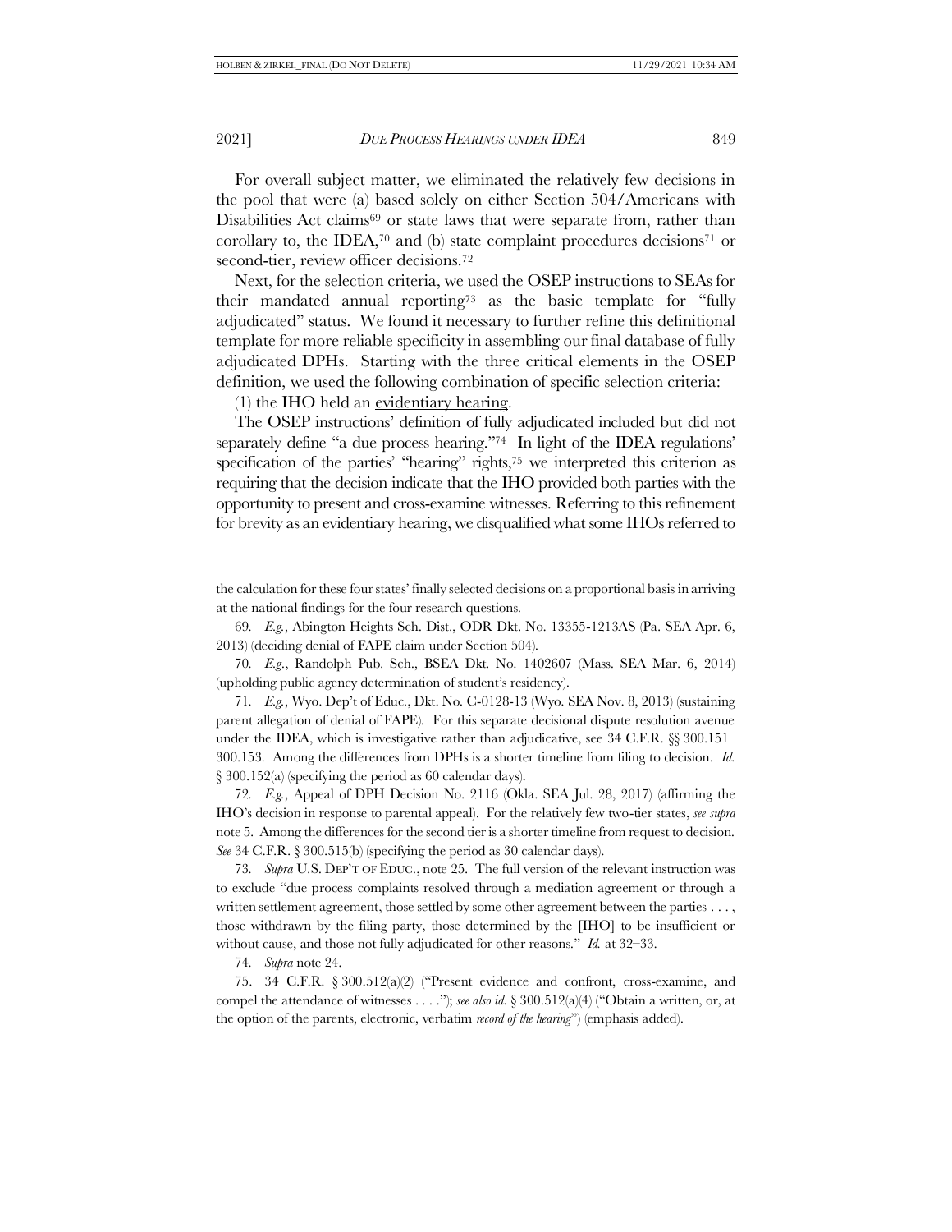For overall subject matter, we eliminated the relatively few decisions in the pool that were (a) based solely on either Section 504/Americans with Disabilities Act claims[69] or state laws that were separate from, rather than corollary to, the IDEA,[70] and (b) state complaint procedures decisions[71] or second-tier, review officer decisions.[72]

Next, for the selection criteria, we used the OSEP instructions to SEAs for their mandated annual reporting[73] as the basic template for "fully adjudicated" status. We found it necessary to further refine this definitional template for more reliable specificity in assembling our final database of fully adjudicated DPHs. Starting with the three critical elements in the OSEP definition, we used the following combination of specific selection criteria:

(1) the IHO held an <u>evidentiary hearing</u>.

The OSEP instructions' definition of fully adjudicated included but did not separately define "a due process hearing."[74] In light of the IDEA regulations' specification of the parties' "hearing" rights,[75] we interpreted this criterion as requiring that the decision indicate that the IHO provided both parties with the opportunity to present and cross-examine witnesses. Referring to this refinement for brevity as an evidentiary hearing, we disqualified what some IHOs referred to

---

the calculation for these four states' finally selected decisions on a proportional basis in arriving at the national findings for the four research questions.

69. *E.g.*, Abington Heights Sch. Dist., ODR Dkt. No. 13355-1213AS (Pa. SEA Apr. 6, 2013) (deciding denial of FAPE claim under Section 504).

70. *E.g.*, Randolph Pub. Sch., BSEA Dkt. No. 1402607 (Mass. SEA Mar. 6, 2014) (upholding public agency determination of student's residency).

71. *E.g.*, Wyo. Dep't of Educ., Dkt. No. C-0128-13 (Wyo. SEA Nov. 8, 2013) (sustaining parent allegation of denial of FAPE). For this separate decisional dispute resolution avenue under the IDEA, which is investigative rather than adjudicative, see 34 C.F.R. §§ 300.151–300.153. Among the differences from DPHs is a shorter timeline from filing to decision. *Id.* § 300.152(a) (specifying the period as 60 calendar days).

72. *E.g.*, Appeal of DPH Decision No. 2116 (Okla. SEA Jul. 28, 2017) (affirming the IHO's decision in response to parental appeal). For the relatively few two-tier states, *see supra* note 5. Among the differences for the second tier is a shorter timeline from request to decision. *See* 34 C.F.R. § 300.515(b) (specifying the period as 30 calendar days).

73. *Supra* U.S. DEP'T OF EDUC., note 25. The full version of the relevant instruction was to exclude "due process complaints resolved through a mediation agreement or through a written settlement agreement, those settled by some other agreement between the parties . . . , those withdrawn by the filing party, those determined by the [IHO] to be insufficient or without cause, and those not fully adjudicated for other reasons." *Id.* at 32–33.

74. *Supra* note 24.

75. 34 C.F.R. § 300.512(a)(2) ("Present evidence and confront, cross-examine, and compel the attendance of witnesses . . . ."); *see also id.* § 300.512(a)(4) ("Obtain a written, or, at the option of the parents, electronic, verbatim *record of the hearing*") (emphasis added).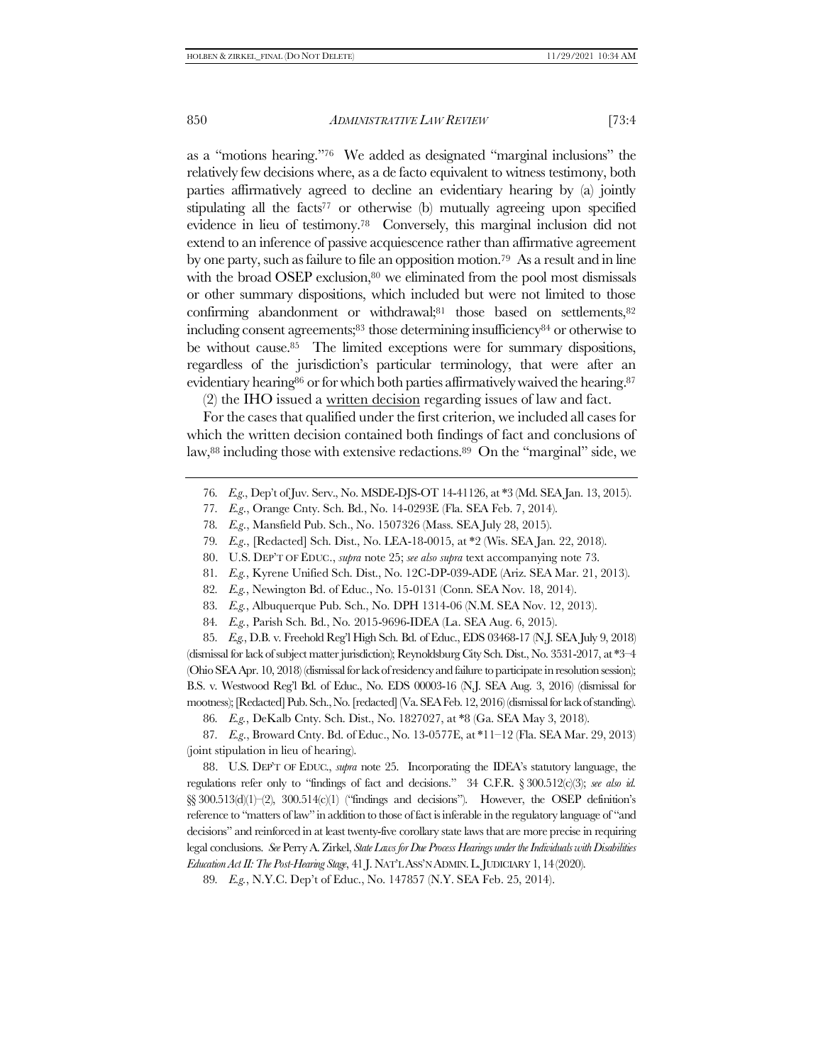as a "motions hearing."[76] We added as designated "marginal inclusions" the relatively few decisions where, as a de facto equivalent to witness testimony, both parties affirmatively agreed to decline an evidentiary hearing by (a) jointly stipulating all the facts[77] or otherwise (b) mutually agreeing upon specified evidence in lieu of testimony.[78] Conversely, this marginal inclusion did not extend to an inference of passive acquiescence rather than affirmative agreement by one party, such as failure to file an opposition motion.[79] As a result and in line with the broad OSEP exclusion,[80] we eliminated from the pool most dismissals or other summary dispositions, which included but were not limited to those confirming abandonment or withdrawal;[81] those based on settlements,[82] including consent agreements;[83] those determining insufficiency[84] or otherwise to be without cause.[85] The limited exceptions were for summary dispositions, regardless of the jurisdiction's particular terminology, that were after an evidentiary hearing[86] or for which both parties affirmatively waived the hearing.[87]

(2) the IHO issued a written decision regarding issues of law and fact.

For the cases that qualified under the first criterion, we included all cases for which the written decision contained both findings of fact and conclusions of law,[88] including those with extensive redactions.[89] On the "marginal" side, we

---

76. *E.g.*, Dep't of Juv. Serv., No. MSDE-DJS-OT 14-41126, at *3 (Md. SEA Jan. 13, 2015).

77. *E.g.*, Orange Cnty. Sch. Bd., No. 14-0293E (Fla. SEA Feb. 7, 2014).

78. *E.g.*, Mansfield Pub. Sch., No. 1507326 (Mass. SEA July 28, 2015).

79. *E.g.*, [Redacted] Sch. Dist., No. LEA-18-0015, at *2 (Wis. SEA Jan. 22, 2018).

80. U.S. DEP'T OF EDUC., *supra* note 25; *see also supra* text accompanying note 73.

81. *E.g.*, Kyrene Unified Sch. Dist., No. 12C-DP-039-ADE (Ariz. SEA Mar. 21, 2013).

82. *E.g.*, Newington Bd. of Educ., No. 15-0131 (Conn. SEA Nov. 18, 2014).

83. *E.g.*, Albuquerque Pub. Sch., No. DPH 1314-06 (N.M. SEA Nov. 12, 2013).

84. *E.g.*, Parish Sch. Bd., No. 2015-9696-IDEA (La. SEA Aug. 6, 2015).

85. *E.g.*, D.B. v. Freehold Reg'l High Sch. Bd. of Educ., EDS 03468-17 (N.J. SEA July 9, 2018) (dismissal for lack of subject matter jurisdiction); Reynoldsburg City Sch. Dist., No. 3531-2017, at *3–4 (Ohio SEA Apr. 10, 2018) (dismissal for lack of residency and failure to participate in resolution session); B.S. v. Westwood Reg'l Bd. of Educ., No. EDS 00003-16 (N.J. SEA Aug. 3, 2016) (dismissal for mootness); [Redacted] Pub. Sch., No. [redacted] (Va. SEA Feb. 12, 2016) (dismissal for lack of standing).

86. *E.g.*, DeKalb Cnty. Sch. Dist., No. 1827027, at *8 (Ga. SEA May 3, 2018).

87. *E.g.*, Broward Cnty. Bd. of Educ., No. 13-0577E, at *11–12 (Fla. SEA Mar. 29, 2013) (joint stipulation in lieu of hearing).

88. U.S. DEP'T OF EDUC., *supra* note 25. Incorporating the IDEA's statutory language, the regulations refer only to "findings of fact and decisions." 34 C.F.R. § 300.512(c)(3); *see also id.* §§ 300.513(d)(1)–(2), 300.514(c)(1) ("findings and decisions"). However, the OSEP definition's reference to "matters of law" in addition to those of fact is inferable in the regulatory language of "and decisions" and reinforced in at least twenty-five corollary state laws that are more precise in requiring legal conclusions. *See* Perry A. Zirkel, *State Laws for Due Process Hearings under the Individuals with Disabilities Education Act II: The Post-Hearing Stage*, 41 J. NAT'L ASS'N ADMIN. L. JUDICIARY 1, 14 (2020).

89. *E.g.*, N.Y.C. Dep't of Educ., No. 147857 (N.Y. SEA Feb. 25, 2014).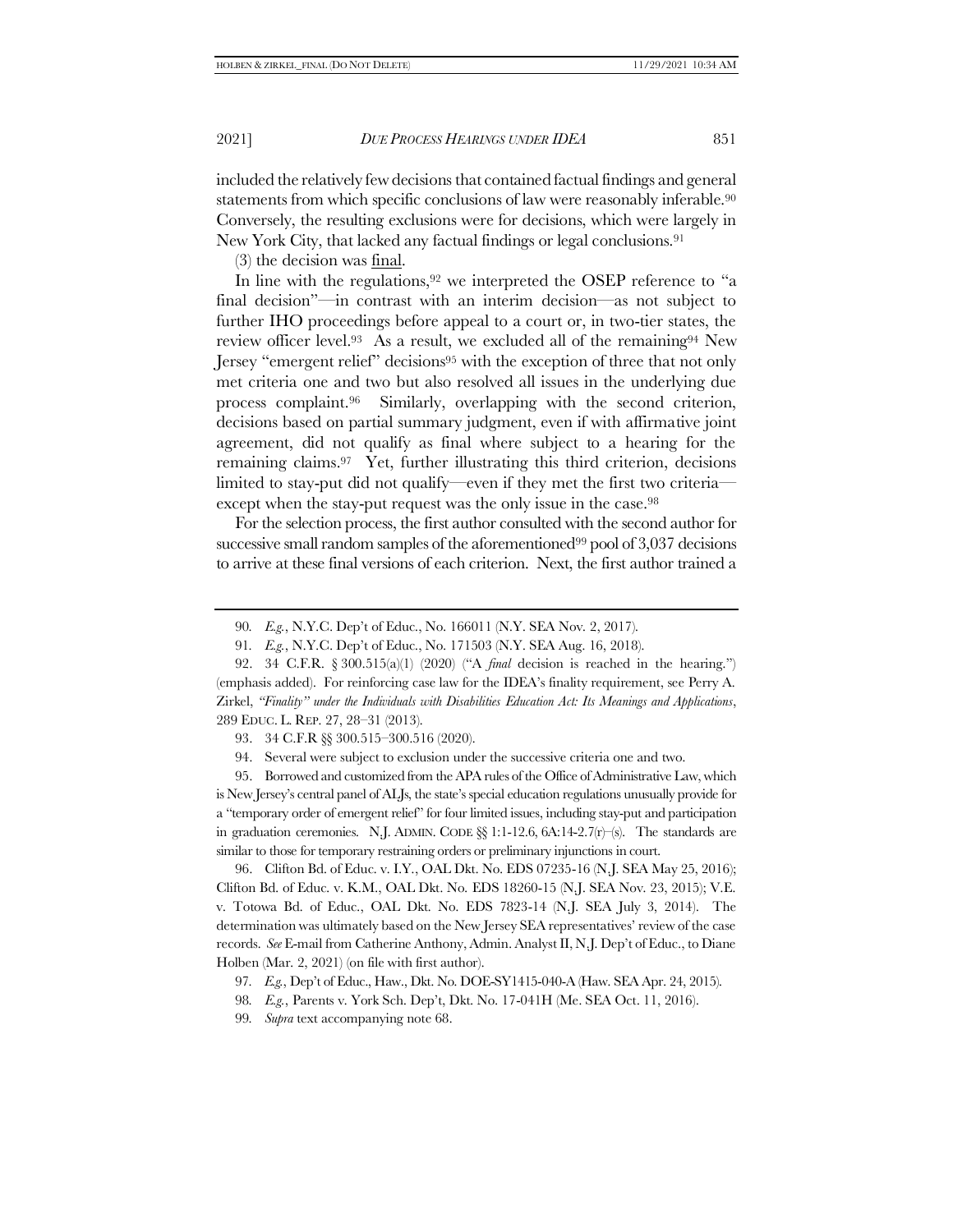included the relatively few decisions that contained factual findings and general statements from which specific conclusions of law were reasonably inferable.[90] Conversely, the resulting exclusions were for decisions, which were largely in New York City, that lacked any factual findings or legal conclusions.[91]

(3) the decision was final.

In line with the regulations,[92] we interpreted the OSEP reference to "a final decision"—in contrast with an interim decision—as not subject to further IHO proceedings before appeal to a court or, in two-tier states, the review officer level.[93] As a result, we excluded all of the remaining[94] New Jersey "emergent relief" decisions[95] with the exception of three that not only met criteria one and two but also resolved all issues in the underlying due process complaint.[96] Similarly, overlapping with the second criterion, decisions based on partial summary judgment, even if with affirmative joint agreement, did not qualify as final where subject to a hearing for the remaining claims.[97] Yet, further illustrating this third criterion, decisions limited to stay-put did not qualify—even if they met the first two criteria—except when the stay-put request was the only issue in the case.[98]

For the selection process, the first author consulted with the second author for successive small random samples of the aforementioned[99] pool of 3,037 decisions to arrive at these final versions of each criterion. Next, the first author trained a

---

90. *E.g.*, N.Y.C. Dep't of Educ., No. 166011 (N.Y. SEA Nov. 2, 2017).

91. *E.g.*, N.Y.C. Dep't of Educ., No. 171503 (N.Y. SEA Aug. 16, 2018).

92. 34 C.F.R. § 300.515(a)(1) (2020) ("A *final* decision is reached in the hearing.") (emphasis added). For reinforcing case law for the IDEA's finality requirement, see Perry A. Zirkel, *"Finality" under the Individuals with Disabilities Education Act: Its Meanings and Applications*, 289 EDUC. L. REP. 27, 28–31 (2013).

93. 34 C.F.R §§ 300.515–300.516 (2020).

94. Several were subject to exclusion under the successive criteria one and two.

95. Borrowed and customized from the APA rules of the Office of Administrative Law, which is New Jersey's central panel of ALJs, the state's special education regulations unusually provide for a "temporary order of emergent relief" for four limited issues, including stay-put and participation in graduation ceremonies. N.J. ADMIN. CODE §§ 1:1-12.6, 6A:14-2.7(r)–(s). The standards are similar to those for temporary restraining orders or preliminary injunctions in court.

96. Clifton Bd. of Educ. v. I.Y., OAL Dkt. No. EDS 07235-16 (N.J. SEA May 25, 2016); Clifton Bd. of Educ. v. K.M., OAL Dkt. No. EDS 18260-15 (N.J. SEA Nov. 23, 2015); V.E. v. Totowa Bd. of Educ., OAL Dkt. No. EDS 7823-14 (N.J. SEA July 3, 2014). The determination was ultimately based on the New Jersey SEA representatives' review of the case records. *See* E-mail from Catherine Anthony, Admin. Analyst II, N.J. Dep't of Educ., to Diane Holben (Mar. 2, 2021) (on file with first author).

97. *E.g.*, Dep't of Educ., Haw., Dkt. No. DOE-SY1415-040-A (Haw. SEA Apr. 24, 2015).

98. *E.g.*, Parents v. York Sch. Dep't, Dkt. No. 17-041H (Me. SEA Oct. 11, 2016).

99. *Supra* text accompanying note 68.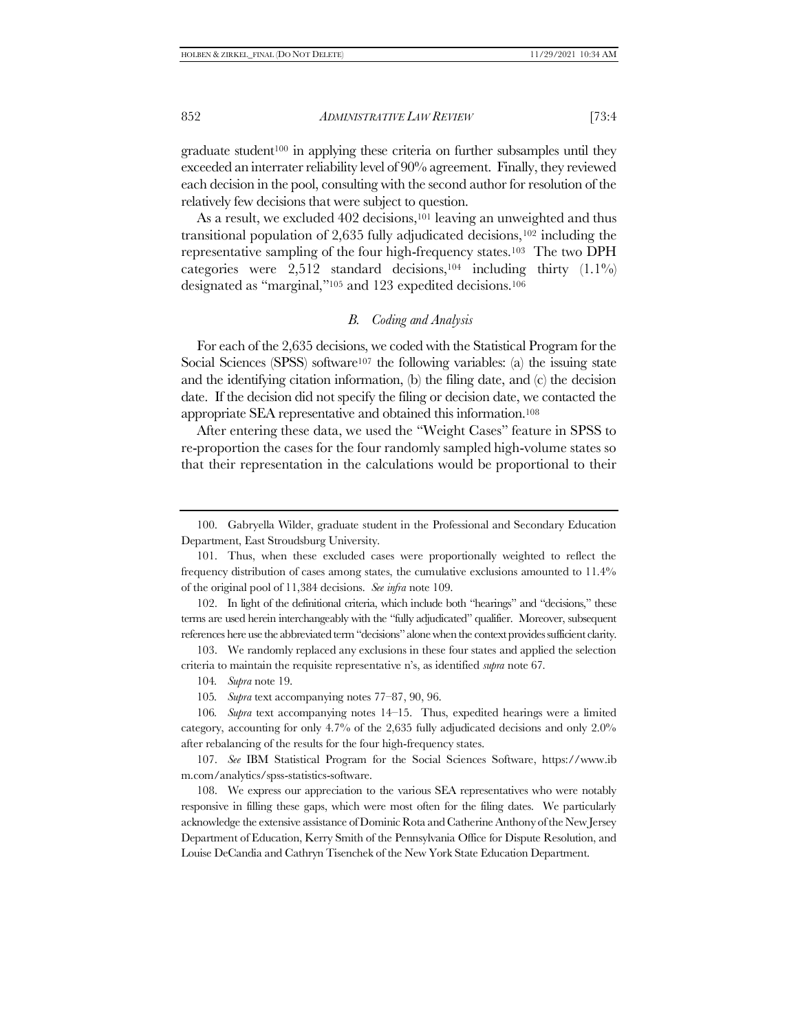graduate student[100] in applying these criteria on further subsamples until they exceeded an interrater reliability level of 90% agreement. Finally, they reviewed each decision in the pool, consulting with the second author for resolution of the relatively few decisions that were subject to question.

As a result, we excluded 402 decisions,[101] leaving an unweighted and thus transitional population of 2,635 fully adjudicated decisions,[102] including the representative sampling of the four high-frequency states.[103] The two DPH categories were 2,512 standard decisions,[104] including thirty (1.1%) designated as "marginal,"[105] and 123 expedited decisions.[106]

### *B. Coding and Analysis*

For each of the 2,635 decisions, we coded with the Statistical Program for the Social Sciences (SPSS) software[107] the following variables: (a) the issuing state and the identifying citation information, (b) the filing date, and (c) the decision date. If the decision did not specify the filing or decision date, we contacted the appropriate SEA representative and obtained this information.[108]

After entering these data, we used the "Weight Cases" feature in SPSS to re-proportion the cases for the four randomly sampled high-volume states so that their representation in the calculations would be proportional to their

---

100. Gabryella Wilder, graduate student in the Professional and Secondary Education Department, East Stroudsburg University.

101. Thus, when these excluded cases were proportionally weighted to reflect the frequency distribution of cases among states, the cumulative exclusions amounted to 11.4% of the original pool of 11,384 decisions. *See infra* note 109.

102. In light of the definitional criteria, which include both "hearings" and "decisions," these terms are used herein interchangeably with the "fully adjudicated" qualifier. Moreover, subsequent references here use the abbreviated term "decisions" alone when the context provides sufficient clarity.

103. We randomly replaced any exclusions in these four states and applied the selection criteria to maintain the requisite representative n's, as identified *supra* note 67.

104. *Supra* note 19.

105. *Supra* text accompanying notes 77–87, 90, 96.

106. *Supra* text accompanying notes 14–15. Thus, expedited hearings were a limited category, accounting for only 4.7% of the 2,635 fully adjudicated decisions and only 2.0% after rebalancing of the results for the four high-frequency states.

107. *See* IBM Statistical Program for the Social Sciences Software, https://www.ibm.com/analytics/spss-statistics-software.

108. We express our appreciation to the various SEA representatives who were notably responsive in filling these gaps, which were most often for the filing dates. We particularly acknowledge the extensive assistance of Dominic Rota and Catherine Anthony of the New Jersey Department of Education, Kerry Smith of the Pennsylvania Office for Dispute Resolution, and Louise DeCandia and Cathryn Tisenchek of the New York State Education Department.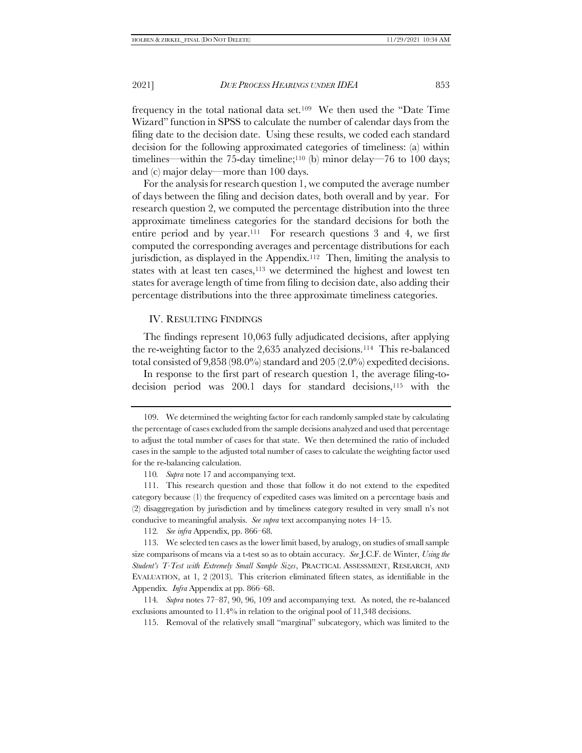frequency in the total national data set.[109] We then used the "Date Time Wizard" function in SPSS to calculate the number of calendar days from the filing date to the decision date. Using these results, we coded each standard decision for the following approximated categories of timeliness: (a) within timelines—within the 75-day timeline;[110] (b) minor delay—76 to 100 days; and (c) major delay—more than 100 days.

For the analysis for research question 1, we computed the average number of days between the filing and decision dates, both overall and by year. For research question 2, we computed the percentage distribution into the three approximate timeliness categories for the standard decisions for both the entire period and by year.[111] For research questions 3 and 4, we first computed the corresponding averages and percentage distributions for each jurisdiction, as displayed in the Appendix.[112] Then, limiting the analysis to states with at least ten cases,[113] we determined the highest and lowest ten states for average length of time from filing to decision date, also adding their percentage distributions into the three approximate timeliness categories.

## IV. RESULTING FINDINGS

The findings represent 10,063 fully adjudicated decisions, after applying the re-weighting factor to the 2,635 analyzed decisions.[114] This re-balanced total consisted of 9,858 (98.0%) standard and 205 (2.0%) expedited decisions.

In response to the first part of research question 1, the average filing-to-decision period was 200.1 days for standard decisions,[115] with the

---

109. We determined the weighting factor for each randomly sampled state by calculating the percentage of cases excluded from the sample decisions analyzed and used that percentage to adjust the total number of cases for that state. We then determined the ratio of included cases in the sample to the adjusted total number of cases to calculate the weighting factor used for the re-balancing calculation.

110. *Supra* note 17 and accompanying text.

111. This research question and those that follow it do not extend to the expedited category because (1) the frequency of expedited cases was limited on a percentage basis and (2) disaggregation by jurisdiction and by timeliness category resulted in very small n's not conducive to meaningful analysis. *See supra* text accompanying notes 14–15.

112. *See infra* Appendix, pp. 866–68.

113. We selected ten cases as the lower limit based, by analogy, on studies of small sample size comparisons of means via a t-test so as to obtain accuracy. *See* J.C.F. de Winter, *Using the Student's T-Test with Extremely Small Sample Sizes*, PRACTICAL ASSESSMENT, RESEARCH, AND EVALUATION, at 1, 2 (2013). This criterion eliminated fifteen states, as identifiable in the Appendix. *Infra* Appendix at pp. 866–68.

114. *Supra* notes 77–87, 90, 96, 109 and accompanying text. As noted, the re-balanced exclusions amounted to 11.4% in relation to the original pool of 11,348 decisions.

115. Removal of the relatively small "marginal" subcategory, which was limited to the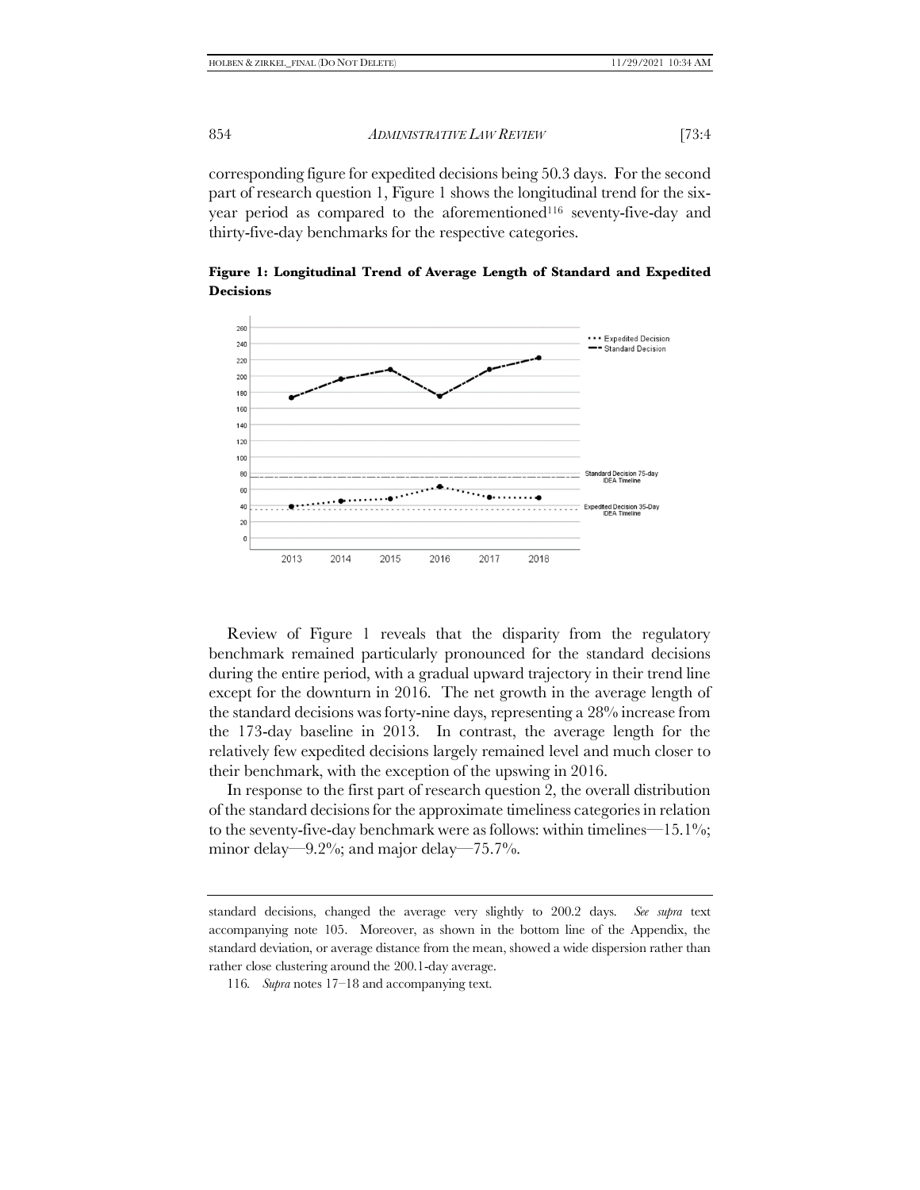corresponding figure for expedited decisions being 50.3 days. For the second part of research question 1, Figure 1 shows the longitudinal trend for the six-year period as compared to the aforementioned[116] seventy-five-day and thirty-five-day benchmarks for the respective categories.

**Figure 1: Longitudinal Trend of Average Length of Standard and Expedited Decisions**

Review of Figure 1 reveals that the disparity from the regulatory benchmark remained particularly pronounced for the standard decisions during the entire period, with a gradual upward trajectory in their trend line except for the downturn in 2016. The net growth in the average length of the standard decisions was forty-nine days, representing a 28% increase from the 173-day baseline in 2013. In contrast, the average length for the relatively few expedited decisions largely remained level and much closer to their benchmark, with the exception of the upswing in 2016.

In response to the first part of research question 2, the overall distribution of the standard decisions for the approximate timeliness categories in relation to the seventy-five-day benchmark were as follows: within timelines—15.1%; minor delay—9.2%; and major delay—75.7%.

---

standard decisions, changed the average very slightly to 200.2 days. *See supra* text accompanying note 105. Moreover, as shown in the bottom line of the Appendix, the standard deviation, or average distance from the mean, showed a wide dispersion rather than rather close clustering around the 200.1-day average.

116. *Supra* notes 17–18 and accompanying text.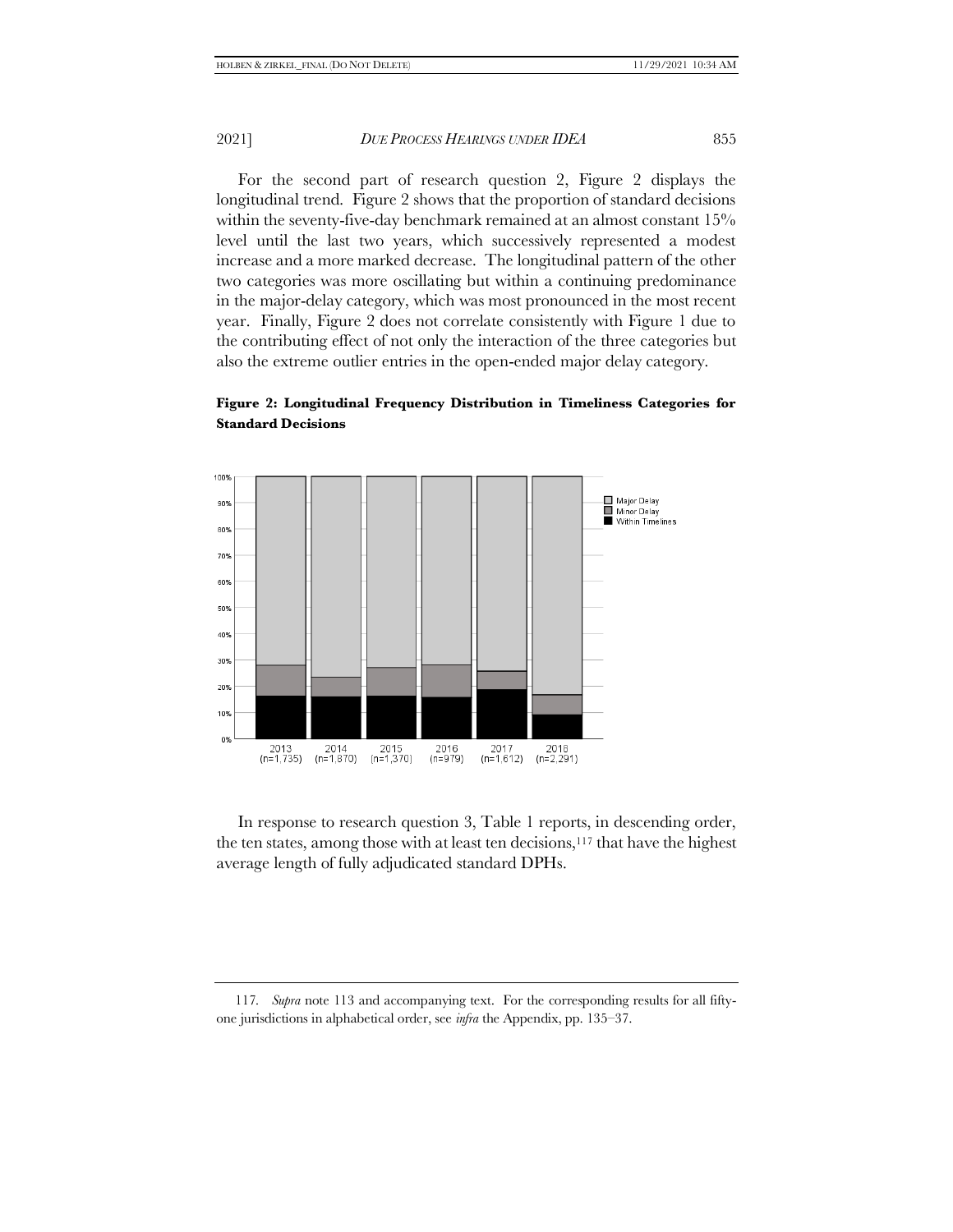For the second part of research question 2, Figure 2 displays the longitudinal trend. Figure 2 shows that the proportion of standard decisions within the seventy-five-day benchmark remained at an almost constant 15% level until the last two years, which successively represented a modest increase and a more marked decrease. The longitudinal pattern of the other two categories was more oscillating but within a continuing predominance in the major-delay category, which was most pronounced in the most recent year. Finally, Figure 2 does not correlate consistently with Figure 1 due to the contributing effect of not only the interaction of the three categories but also the extreme outlier entries in the open-ended major delay category.

**Figure 2: Longitudinal Frequency Distribution in Timeliness Categories for Standard Decisions**

In response to research question 3, Table 1 reports, in descending order, the ten states, among those with at least ten decisions,[117] that have the highest average length of fully adjudicated standard DPHs.

---

117. *Supra* note 113 and accompanying text. For the corresponding results for all fifty-one jurisdictions in alphabetical order, see *infra* the Appendix, pp. 135–37.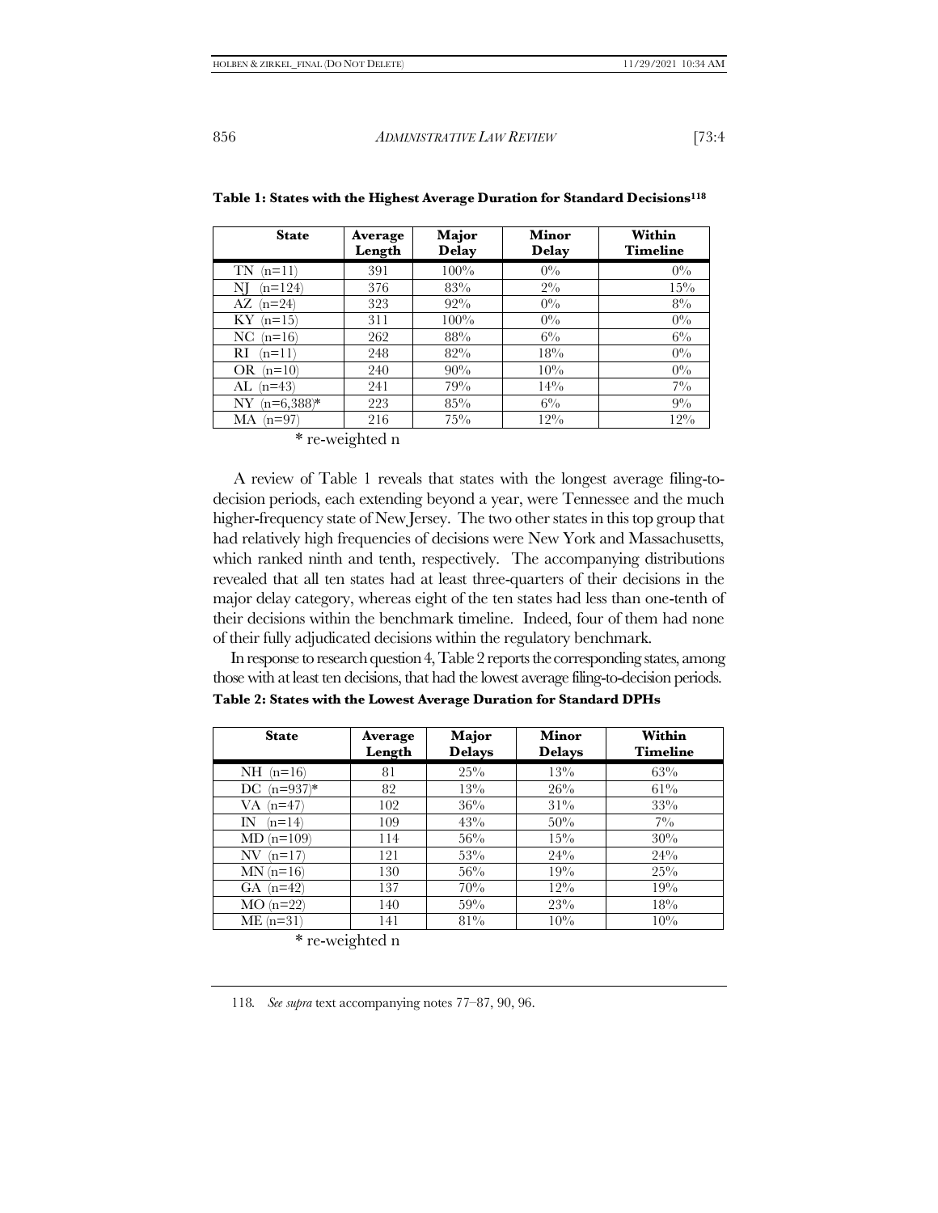**Table 1: States with the Highest Average Duration for Standard Decisions**[118]

| State | Average Length | Major Delay | Minor Delay | Within Timeline |
|---|---|---|---|---|
| TN (n=11) | 391 | 100% | 0% | 0% |
| NJ (n=124) | 376 | 83% | 2% | 15% |
| AZ (n=24) | 323 | 92% | 0% | 8% |
| KY (n=15) | 311 | 100% | 0% | 0% |
| NC (n=16) | 262 | 88% | 6% | 6% |
| RI (n=11) | 248 | 82% | 18% | 0% |
| OR (n=10) | 240 | 90% | 10% | 0% |
| AL (n=43) | 241 | 79% | 14% | 7% |
| NY (n=6,388)* | 223 | 85% | 6% | 9% |
| MA (n=97) | 216 | 75% | 12% | 12% |

* re-weighted n

A review of Table 1 reveals that states with the longest average filing-to-decision periods, each extending beyond a year, were Tennessee and the much higher-frequency state of New Jersey. The two other states in this top group that had relatively high frequencies of decisions were New York and Massachusetts, which ranked ninth and tenth, respectively. The accompanying distributions revealed that all ten states had at least three-quarters of their decisions in the major delay category, whereas eight of the ten states had less than one-tenth of their decisions within the benchmark timeline. Indeed, four of them had none of their fully adjudicated decisions within the regulatory benchmark.

In response to research question 4, Table 2 reports the corresponding states, among those with at least ten decisions, that had the lowest average filing-to-decision periods.

**Table 2: States with the Lowest Average Duration for Standard DPHs**

| State | Average Length | Major Delays | Minor Delays | Within Timeline |
|---|---|---|---|---|
| NH (n=16) | 81 | 25% | 13% | 63% |
| DC (n=937)* | 82 | 13% | 26% | 61% |
| VA (n=47) | 102 | 36% | 31% | 33% |
| IN (n=14) | 109 | 43% | 50% | 7% |
| MD (n=109) | 114 | 56% | 15% | 30% |
| NV (n=17) | 121 | 53% | 24% | 24% |
| MN (n=16) | 130 | 56% | 19% | 25% |
| GA (n=42) | 137 | 70% | 12% | 19% |
| MO (n=22) | 140 | 59% | 23% | 18% |
| ME (n=31) | 141 | 81% | 10% | 10% |

* re-weighted n

---

118. *See supra* text accompanying notes 77–87, 90, 96.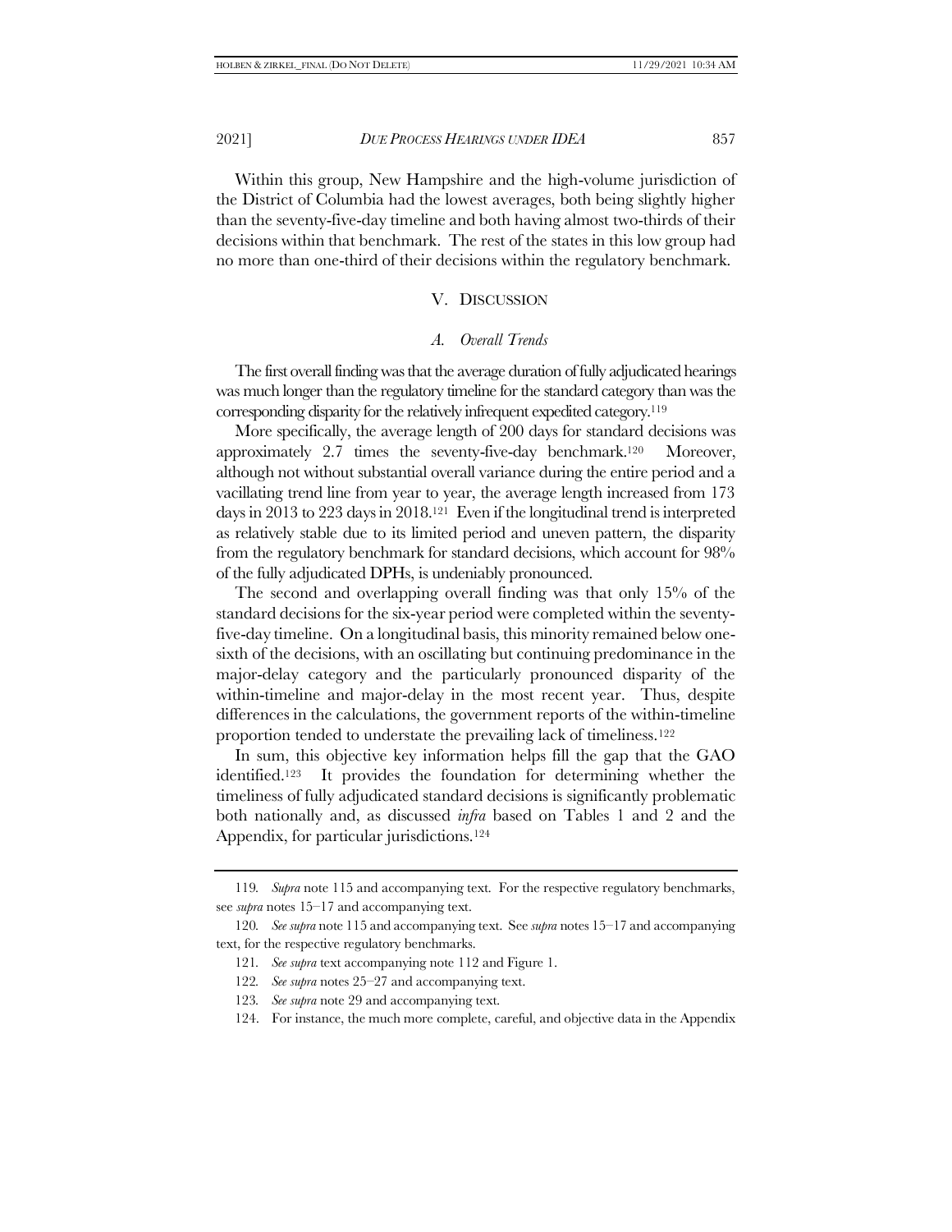Within this group, New Hampshire and the high-volume jurisdiction of the District of Columbia had the lowest averages, both being slightly higher than the seventy-five-day timeline and both having almost two-thirds of their decisions within that benchmark. The rest of the states in this low group had no more than one-third of their decisions within the regulatory benchmark.

## V. Discussion

### *A. Overall Trends*

The first overall finding was that the average duration of fully adjudicated hearings was much longer than the regulatory timeline for the standard category than was the corresponding disparity for the relatively infrequent expedited category.[119]

More specifically, the average length of 200 days for standard decisions was approximately 2.7 times the seventy-five-day benchmark.[120] Moreover, although not without substantial overall variance during the entire period and a vacillating trend line from year to year, the average length increased from 173 days in 2013 to 223 days in 2018.[121] Even if the longitudinal trend is interpreted as relatively stable due to its limited period and uneven pattern, the disparity from the regulatory benchmark for standard decisions, which account for 98% of the fully adjudicated DPHs, is undeniably pronounced.

The second and overlapping overall finding was that only 15% of the standard decisions for the six-year period were completed within the seventy-five-day timeline. On a longitudinal basis, this minority remained below one-sixth of the decisions, with an oscillating but continuing predominance in the major-delay category and the particularly pronounced disparity of the within-timeline and major-delay in the most recent year. Thus, despite differences in the calculations, the government reports of the within-timeline proportion tended to understate the prevailing lack of timeliness.[122]

In sum, this objective key information helps fill the gap that the GAO identified.[123] It provides the foundation for determining whether the timeliness of fully adjudicated standard decisions is significantly problematic both nationally and, as discussed *infra* based on Tables 1 and 2 and the Appendix, for particular jurisdictions.[124]

---

119. *Supra* note 115 and accompanying text. For the respective regulatory benchmarks, see *supra* notes 15–17 and accompanying text.

120. *See supra* note 115 and accompanying text. See *supra* notes 15–17 and accompanying text, for the respective regulatory benchmarks.

121. *See supra* text accompanying note 112 and Figure 1.

122. *See supra* notes 25–27 and accompanying text.

123. *See supra* note 29 and accompanying text.

124. For instance, the much more complete, careful, and objective data in the Appendix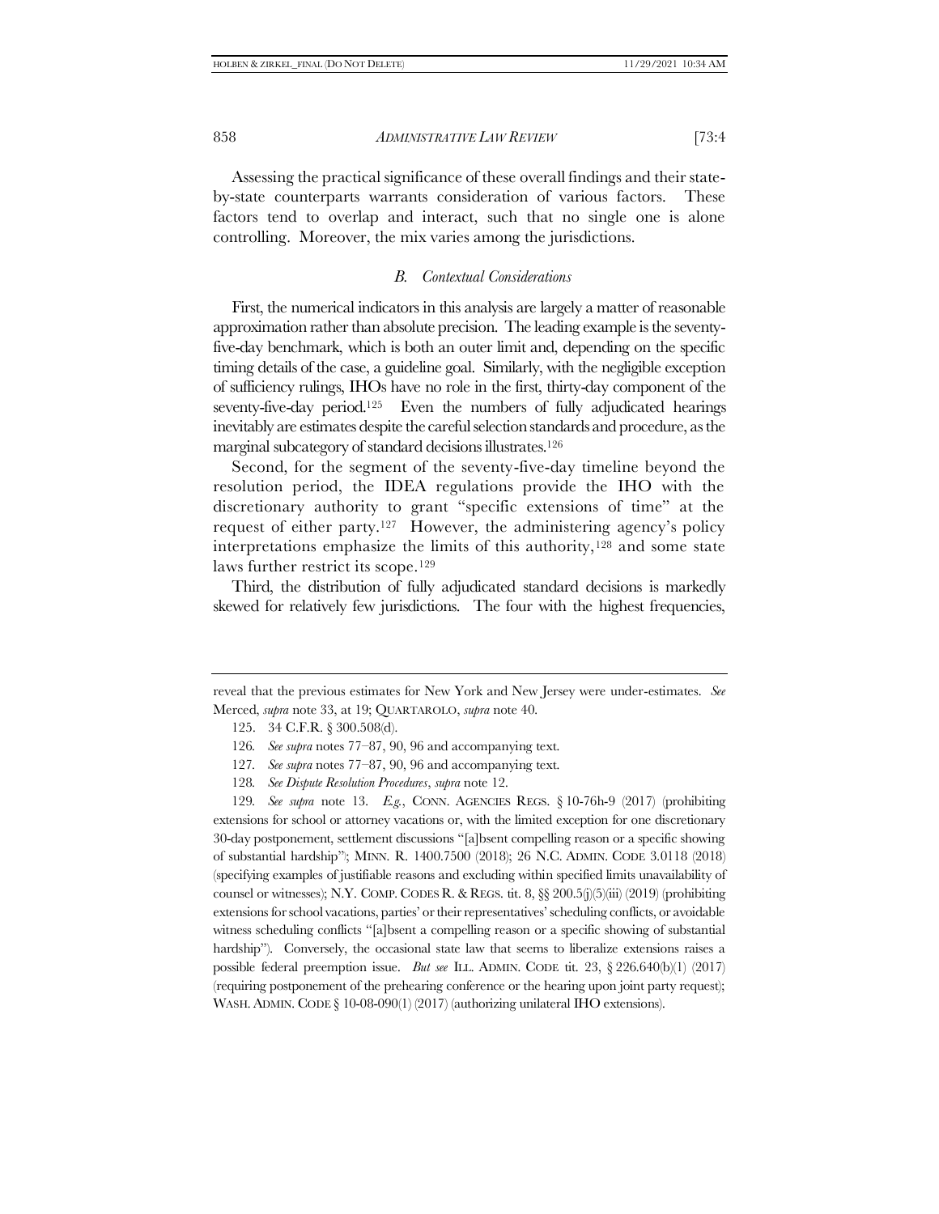Assessing the practical significance of these overall findings and their state-by-state counterparts warrants consideration of various factors. These factors tend to overlap and interact, such that no single one is alone controlling. Moreover, the mix varies among the jurisdictions.

### *B. Contextual Considerations*

First, the numerical indicators in this analysis are largely a matter of reasonable approximation rather than absolute precision. The leading example is the seventy-five-day benchmark, which is both an outer limit and, depending on the specific timing details of the case, a guideline goal. Similarly, with the negligible exception of sufficiency rulings, IHOs have no role in the first, thirty-day component of the seventy-five-day period.[125] Even the numbers of fully adjudicated hearings inevitably are estimates despite the careful selection standards and procedure, as the marginal subcategory of standard decisions illustrates.[126]

Second, for the segment of the seventy-five-day timeline beyond the resolution period, the IDEA regulations provide the IHO with the discretionary authority to grant "specific extensions of time" at the request of either party.[127] However, the administering agency's policy interpretations emphasize the limits of this authority,[128] and some state laws further restrict its scope.[129]

Third, the distribution of fully adjudicated standard decisions is markedly skewed for relatively few jurisdictions. The four with the highest frequencies,

---

reveal that the previous estimates for New York and New Jersey were under-estimates. *See* Merced, *supra* note 33, at 19; QUARTAROLO, *supra* note 40.

125. 34 C.F.R. § 300.508(d).

126. *See supra* notes 77–87, 90, 96 and accompanying text.

127. *See supra* notes 77–87, 90, 96 and accompanying text.

128. *See Dispute Resolution Procedures*, *supra* note 12.

129. *See supra* note 13. *E.g.*, CONN. AGENCIES REGS. § 10-76h-9 (2017) (prohibiting extensions for school or attorney vacations or, with the limited exception for one discretionary 30-day postponement, settlement discussions "[a]bsent compelling reason or a specific showing of substantial hardship"; MINN. R. 1400.7500 (2018); 26 N.C. ADMIN. CODE 3.0118 (2018) (specifying examples of justifiable reasons and excluding within specified limits unavailability of counsel or witnesses); N.Y. COMP. CODES R. & REGS. tit. 8, §§ 200.5(j)(5)(iii) (2019) (prohibiting extensions for school vacations, parties' or their representatives' scheduling conflicts, or avoidable witness scheduling conflicts "[a]bsent a compelling reason or a specific showing of substantial hardship"). Conversely, the occasional state law that seems to liberalize extensions raises a possible federal preemption issue. *But see* ILL. ADMIN. CODE tit. 23, § 226.640(b)(1) (2017) (requiring postponement of the prehearing conference or the hearing upon joint party request); WASH. ADMIN. CODE § 10-08-090(1) (2017) (authorizing unilateral IHO extensions).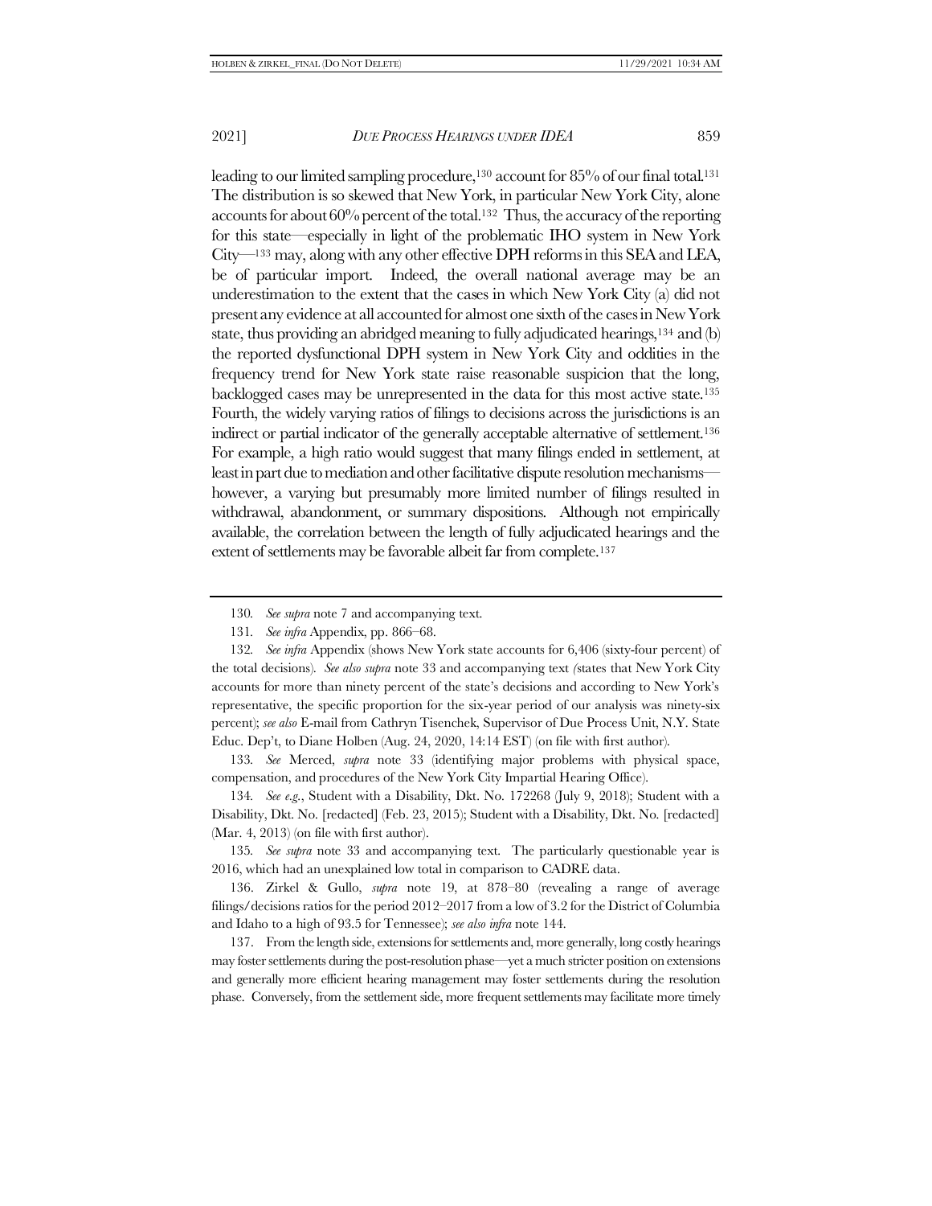leading to our limited sampling procedure,[130] account for 85% of our final total.[131] The distribution is so skewed that New York, in particular New York City, alone accounts for about 60% percent of the total.[132] Thus, the accuracy of the reporting for this state—especially in light of the problematic IHO system in New York City—[133] may, along with any other effective DPH reforms in this SEA and LEA, be of particular import. Indeed, the overall national average may be an underestimation to the extent that the cases in which New York City (a) did not present any evidence at all accounted for almost one sixth of the cases in New York state, thus providing an abridged meaning to fully adjudicated hearings,[134] and (b) the reported dysfunctional DPH system in New York City and oddities in the frequency trend for New York state raise reasonable suspicion that the long, backlogged cases may be unrepresented in the data for this most active state.[135] Fourth, the widely varying ratios of filings to decisions across the jurisdictions is an indirect or partial indicator of the generally acceptable alternative of settlement.[136] For example, a high ratio would suggest that many filings ended in settlement, at least in part due to mediation and other facilitative dispute resolution mechanisms—however, a varying but presumably more limited number of filings resulted in withdrawal, abandonment, or summary dispositions. Although not empirically available, the correlation between the length of fully adjudicated hearings and the extent of settlements may be favorable albeit far from complete.[137]

---

130. *See supra* note 7 and accompanying text.

131. *See infra* Appendix, pp. 866–68.

132. *See infra* Appendix (shows New York state accounts for 6,406 (sixty-four percent) of the total decisions). *See also supra* note 33 and accompanying text *(*states that New York City accounts for more than ninety percent of the state's decisions and according to New York's representative, the specific proportion for the six-year period of our analysis was ninety-six percent); *see also* E-mail from Cathryn Tisenchek, Supervisor of Due Process Unit, N.Y. State Educ. Dep't, to Diane Holben (Aug. 24, 2020, 14:14 EST) (on file with first author).

133. *See* Merced, *supra* note 33 (identifying major problems with physical space, compensation, and procedures of the New York City Impartial Hearing Office).

134. *See e.g.*, Student with a Disability, Dkt. No. 172268 (July 9, 2018); Student with a Disability, Dkt. No. [redacted] (Feb. 23, 2015); Student with a Disability, Dkt. No. [redacted] (Mar. 4, 2013) (on file with first author).

135. *See supra* note 33 and accompanying text. The particularly questionable year is 2016, which had an unexplained low total in comparison to CADRE data.

136. Zirkel & Gullo, *supra* note 19, at 878–80 (revealing a range of average filings/decisions ratios for the period 2012–2017 from a low of 3.2 for the District of Columbia and Idaho to a high of 93.5 for Tennessee); *see also infra* note 144.

137. From the length side, extensions for settlements and, more generally, long costly hearings may foster settlements during the post-resolution phase—yet a much stricter position on extensions and generally more efficient hearing management may foster settlements during the resolution phase. Conversely, from the settlement side, more frequent settlements may facilitate more timely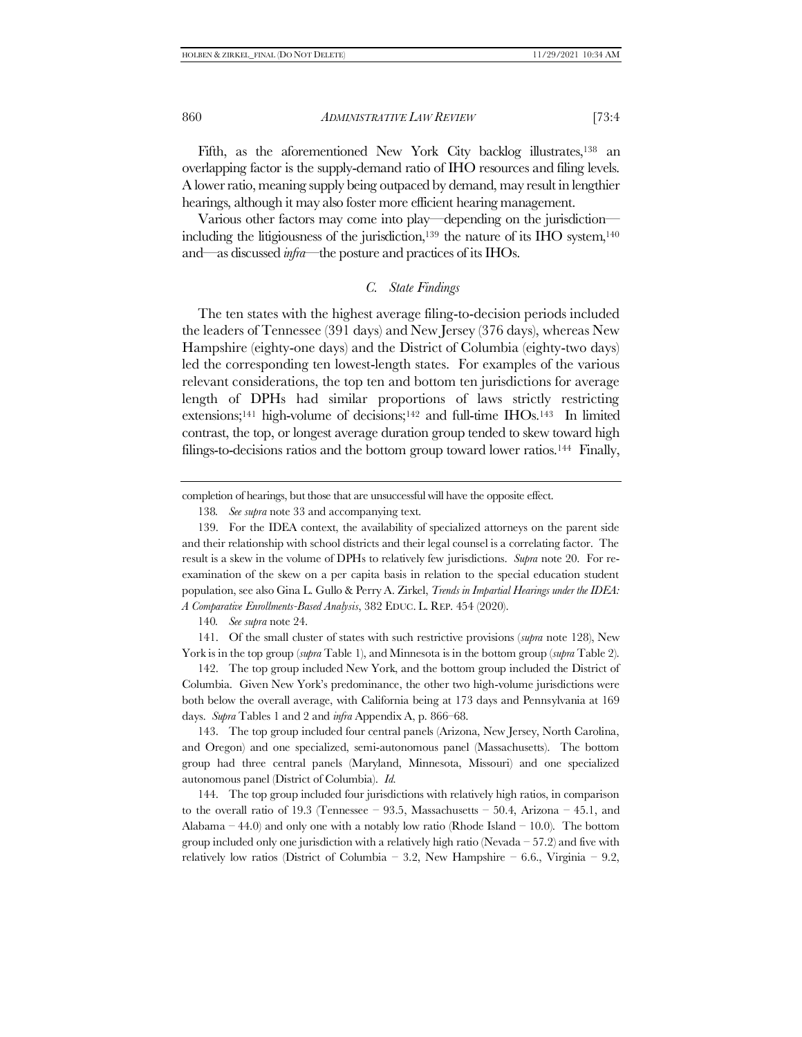Fifth, as the aforementioned New York City backlog illustrates,[138] an overlapping factor is the supply-demand ratio of IHO resources and filing levels. A lower ratio, meaning supply being outpaced by demand, may result in lengthier hearings, although it may also foster more efficient hearing management.

Various other factors may come into play—depending on the jurisdiction—including the litigiousness of the jurisdiction,[139] the nature of its IHO system,[140] and—as discussed *infra*—the posture and practices of its IHOs.

### *C. State Findings*

The ten states with the highest average filing-to-decision periods included the leaders of Tennessee (391 days) and New Jersey (376 days), whereas New Hampshire (eighty-one days) and the District of Columbia (eighty-two days) led the corresponding ten lowest-length states. For examples of the various relevant considerations, the top ten and bottom ten jurisdictions for average length of DPHs had similar proportions of laws strictly restricting extensions;[141] high-volume of decisions;[142] and full-time IHOs.[143] In limited contrast, the top, or longest average duration group tended to skew toward high filings-to-decisions ratios and the bottom group toward lower ratios.[144] Finally,

---

completion of hearings, but those that are unsuccessful will have the opposite effect.

138. *See supra* note 33 and accompanying text.

139. For the IDEA context, the availability of specialized attorneys on the parent side and their relationship with school districts and their legal counsel is a correlating factor. The result is a skew in the volume of DPHs to relatively few jurisdictions. *Supra* note 20. For re-examination of the skew on a per capita basis in relation to the special education student population, see also Gina L. Gullo & Perry A. Zirkel, *Trends in Impartial Hearings under the IDEA: A Comparative Enrollments-Based Analysis*, 382 EDUC. L. REP. 454 (2020).

140. *See supra* note 24.

141. Of the small cluster of states with such restrictive provisions (*supra* note 128), New York is in the top group (*supra* Table 1), and Minnesota is in the bottom group (*supra* Table 2).

142. The top group included New York, and the bottom group included the District of Columbia. Given New York's predominance, the other two high-volume jurisdictions were both below the overall average, with California being at 173 days and Pennsylvania at 169 days. *Supra* Tables 1 and 2 and *infra* Appendix A, p. 866–68.

143. The top group included four central panels (Arizona, New Jersey, North Carolina, and Oregon) and one specialized, semi-autonomous panel (Massachusetts). The bottom group had three central panels (Maryland, Minnesota, Missouri) and one specialized autonomous panel (District of Columbia). *Id.*

144. The top group included four jurisdictions with relatively high ratios, in comparison to the overall ratio of 19.3 (Tennessee – 93.5, Massachusetts – 50.4, Arizona – 45.1, and Alabama – 44.0) and only one with a notably low ratio (Rhode Island – 10.0). The bottom group included only one jurisdiction with a relatively high ratio (Nevada – 57.2) and five with relatively low ratios (District of Columbia – 3.2, New Hampshire – 6.6., Virginia – 9.2,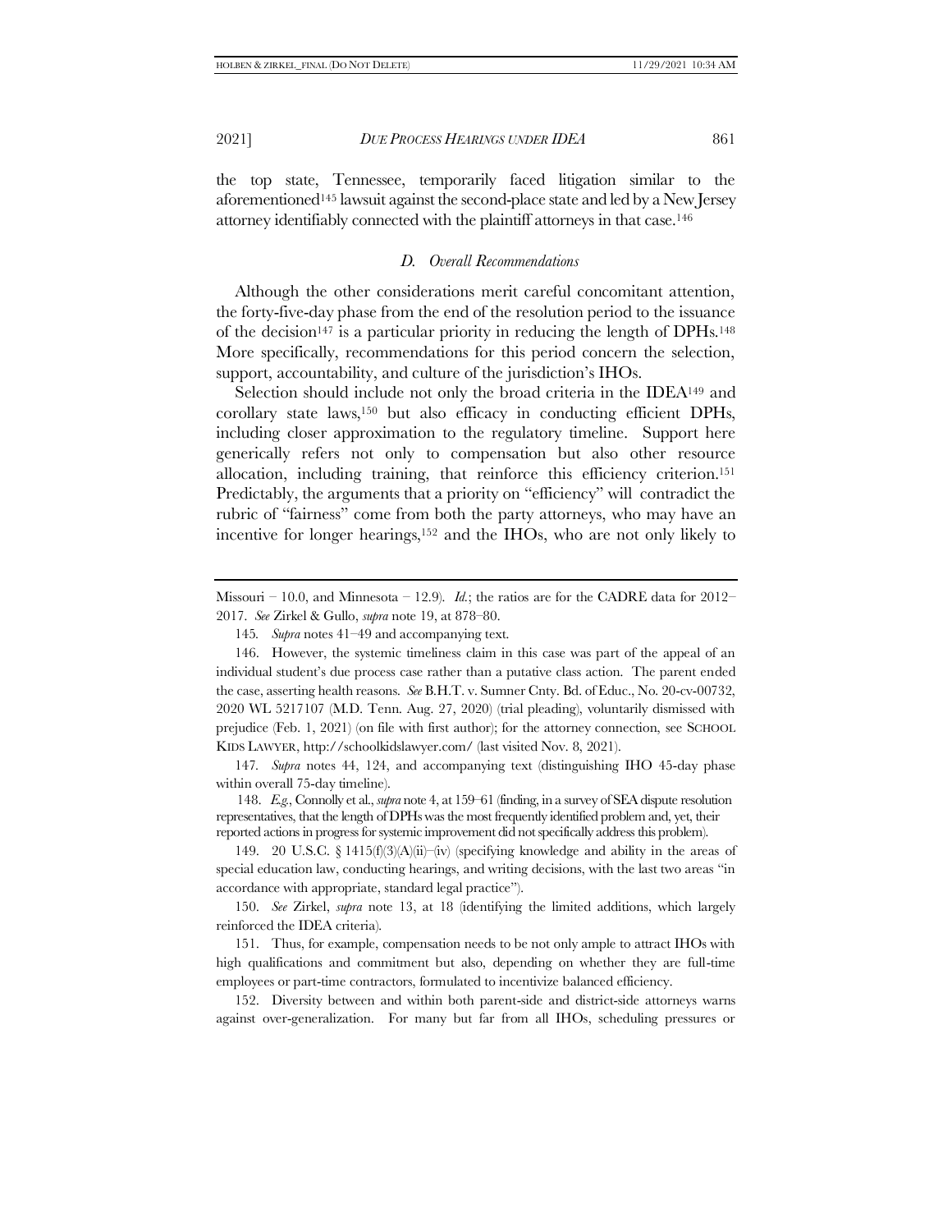the top state, Tennessee, temporarily faced litigation similar to the aforementioned[145] lawsuit against the second-place state and led by a New Jersey attorney identifiably connected with the plaintiff attorneys in that case.[146]

### *D. Overall Recommendations*

Although the other considerations merit careful concomitant attention, the forty-five-day phase from the end of the resolution period to the issuance of the decision[147] is a particular priority in reducing the length of DPHs.[148] More specifically, recommendations for this period concern the selection, support, accountability, and culture of the jurisdiction's IHOs.

Selection should include not only the broad criteria in the IDEA[149] and corollary state laws,[150] but also efficacy in conducting efficient DPHs, including closer approximation to the regulatory timeline. Support here generically refers not only to compensation but also other resource allocation, including training, that reinforce this efficiency criterion.[151] Predictably, the arguments that a priority on "efficiency" will contradict the rubric of "fairness" come from both the party attorneys, who may have an incentive for longer hearings,[152] and the IHOs, who are not only likely to

---

Missouri – 10.0, and Minnesota – 12.9). *Id.*; the ratios are for the CADRE data for 2012–2017. *See* Zirkel & Gullo, *supra* note 19, at 878–80.

145. *Supra* notes 41–49 and accompanying text.

146. However, the systemic timeliness claim in this case was part of the appeal of an individual student's due process case rather than a putative class action. The parent ended the case, asserting health reasons. *See* B.H.T. v. Sumner Cnty. Bd. of Educ., No. 20-cv-00732, 2020 WL 5217107 (M.D. Tenn. Aug. 27, 2020) (trial pleading), voluntarily dismissed with prejudice (Feb. 1, 2021) (on file with first author); for the attorney connection, see SCHOOL KIDS LAWYER, http://schoolkidslawyer.com/ (last visited Nov. 8, 2021).

147. *Supra* notes 44, 124, and accompanying text (distinguishing IHO 45-day phase within overall 75-day timeline).

148. *E.g.*, Connolly et al., *supra* note 4, at 159–61 (finding, in a survey of SEA dispute resolution representatives, that the length of DPHs was the most frequently identified problem and, yet, their reported actions in progress for systemic improvement did not specifically address this problem).

149. 20 U.S.C. § 1415(f)(3)(A)(ii)–(iv) (specifying knowledge and ability in the areas of special education law, conducting hearings, and writing decisions, with the last two areas "in accordance with appropriate, standard legal practice").

150. *See* Zirkel, *supra* note 13, at 18 (identifying the limited additions, which largely reinforced the IDEA criteria).

151. Thus, for example, compensation needs to be not only ample to attract IHOs with high qualifications and commitment but also, depending on whether they are full-time employees or part-time contractors, formulated to incentivize balanced efficiency.

152. Diversity between and within both parent-side and district-side attorneys warns against over-generalization. For many but far from all IHOs, scheduling pressures or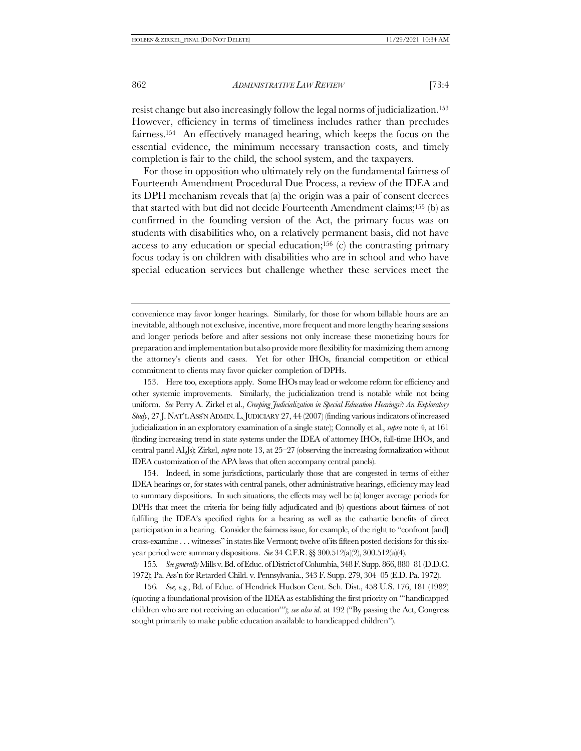resist change but also increasingly follow the legal norms of judicialization.[153] However, efficiency in terms of timeliness includes rather than precludes fairness.[154] An effectively managed hearing, which keeps the focus on the essential evidence, the minimum necessary transaction costs, and timely completion is fair to the child, the school system, and the taxpayers.

For those in opposition who ultimately rely on the fundamental fairness of Fourteenth Amendment Procedural Due Process, a review of the IDEA and its DPH mechanism reveals that (a) the origin was a pair of consent decrees that started with but did not decide Fourteenth Amendment claims;[155] (b) as confirmed in the founding version of the Act, the primary focus was on students with disabilities who, on a relatively permanent basis, did not have access to any education or special education;[156] (c) the contrasting primary focus today is on children with disabilities who are in school and who have special education services but challenge whether these services meet the

---

convenience may favor longer hearings. Similarly, for those for whom billable hours are an inevitable, although not exclusive, incentive, more frequent and more lengthy hearing sessions and longer periods before and after sessions not only increase these monetizing hours for preparation and implementation but also provide more flexibility for maximizing them among the attorney's clients and cases. Yet for other IHOs, financial competition or ethical commitment to clients may favor quicker completion of DPHs.

153. Here too, exceptions apply. Some IHOs may lead or welcome reform for efficiency and other systemic improvements. Similarly, the judicialization trend is notable while not being uniform. *See* Perry A. Zirkel et al., *Creeping Judicialization in Special Education Hearings?: An Exploratory Study*, 27 J. NAT'L ASS'N ADMIN. L. JUDICIARY 27, 44 (2007) (finding various indicators of increased judicialization in an exploratory examination of a single state); Connolly et al., *supra* note 4, at 161 (finding increasing trend in state systems under the IDEA of attorney IHOs, full-time IHOs, and central panel ALJs); Zirkel, *supra* note 13, at 25–27 (observing the increasing formalization without IDEA customization of the APA laws that often accompany central panels).

154. Indeed, in some jurisdictions, particularly those that are congested in terms of either IDEA hearings or, for states with central panels, other administrative hearings, efficiency may lead to summary dispositions. In such situations, the effects may well be (a) longer average periods for DPHs that meet the criteria for being fully adjudicated and (b) questions about fairness of not fulfilling the IDEA's specified rights for a hearing as well as the cathartic benefits of direct participation in a hearing. Consider the fairness issue, for example, of the right to "confront [and] cross-examine . . . witnesses" in states like Vermont; twelve of its fifteen posted decisions for this six-year period were summary dispositions. *See* 34 C.F.R. §§ 300.512(a)(2), 300.512(a)(4).

155. *See generally* Mills v. Bd. of Educ. of District of Columbia, 348 F. Supp. 866, 880–81 (D.D.C. 1972); Pa. Ass'n for Retarded Child. v. Pennsylvania., 343 F. Supp. 279, 304–05 (E.D. Pa. 1972).

156. *See, e.g.*, Bd. of Educ. of Hendrick Hudson Cent. Sch. Dist., 458 U.S. 176, 181 (1982) (quoting a foundational provision of the IDEA as establishing the first priority on "'handicapped children who are not receiving an education'"); *see also id*. at 192 ("By passing the Act, Congress sought primarily to make public education available to handicapped children").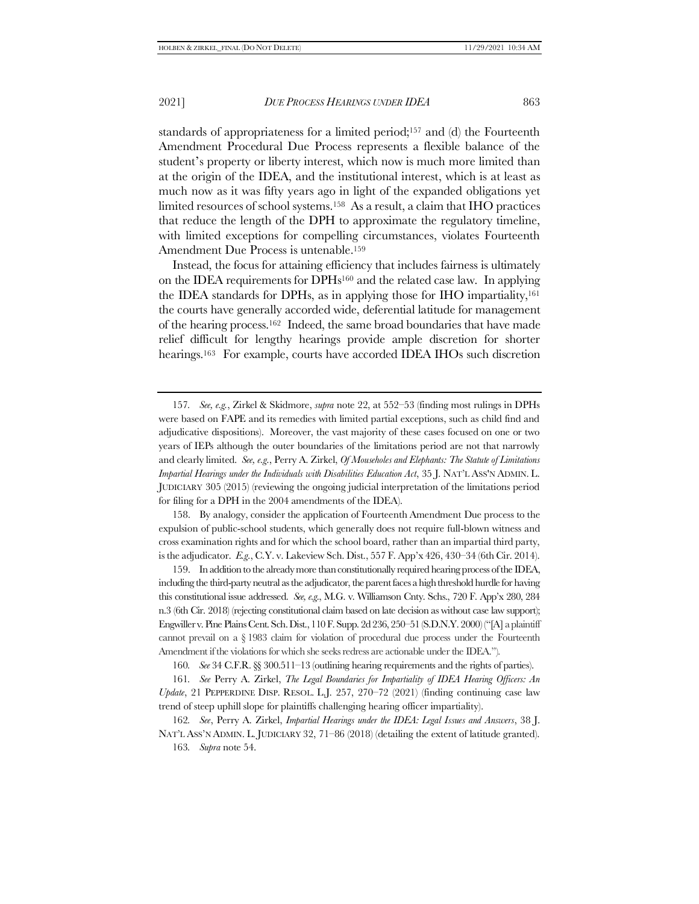standards of appropriateness for a limited period;[157] and (d) the Fourteenth Amendment Procedural Due Process represents a flexible balance of the student's property or liberty interest, which now is much more limited than at the origin of the IDEA, and the institutional interest, which is at least as much now as it was fifty years ago in light of the expanded obligations yet limited resources of school systems.[158] As a result, a claim that IHO practices that reduce the length of the DPH to approximate the regulatory timeline, with limited exceptions for compelling circumstances, violates Fourteenth Amendment Due Process is untenable.[159]

Instead, the focus for attaining efficiency that includes fairness is ultimately on the IDEA requirements for DPHs[160] and the related case law. In applying the IDEA standards for DPHs, as in applying those for IHO impartiality,[161] the courts have generally accorded wide, deferential latitude for management of the hearing process.[162] Indeed, the same broad boundaries that have made relief difficult for lengthy hearings provide ample discretion for shorter hearings.[163] For example, courts have accorded IDEA IHOs such discretion

---

157. *See, e.g.*, Zirkel & Skidmore, *supra* note 22, at 552–53 (finding most rulings in DPHs were based on FAPE and its remedies with limited partial exceptions, such as child find and adjudicative dispositions). Moreover, the vast majority of these cases focused on one or two years of IEPs although the outer boundaries of the limitations period are not that narrowly and clearly limited. *See, e.g.*, Perry A. Zirkel, *Of Mouseholes and Elephants: The Statute of Limitations Impartial Hearings under the Individuals with Disabilities Education Act*, 35 J. NAT'L ASS'N ADMIN. L. JUDICIARY 305 (2015) (reviewing the ongoing judicial interpretation of the limitations period for filing for a DPH in the 2004 amendments of the IDEA).

158. By analogy, consider the application of Fourteenth Amendment Due process to the expulsion of public-school students, which generally does not require full-blown witness and cross examination rights and for which the school board, rather than an impartial third party, is the adjudicator. *E.g.*, C.Y. v. Lakeview Sch. Dist., 557 F. App'x 426, 430–34 (6th Cir. 2014).

159. In addition to the already more than constitutionally required hearing process of the IDEA, including the third-party neutral as the adjudicator, the parent faces a high threshold hurdle for having this constitutional issue addressed. *See, e.g.*, M.G. v. Williamson Cnty. Schs., 720 F. App'x 280, 284 n.3 (6th Cir. 2018) (rejecting constitutional claim based on late decision as without case law support); Engwiller v. Pine Plains Cent. Sch. Dist., 110 F. Supp. 2d 236, 250–51 (S.D.N.Y. 2000) ("[A] a plaintiff cannot prevail on a § 1983 claim for violation of procedural due process under the Fourteenth Amendment if the violations for which she seeks redress are actionable under the IDEA.").

160. *See* 34 C.F.R. §§ 300.511–13 (outlining hearing requirements and the rights of parties).

161. *See* Perry A. Zirkel, *The Legal Boundaries for Impartiality of IDEA Hearing Officers: An Update*, 21 PEPPERDINE DISP. RESOL. L.J. 257, 270–72 (2021) (finding continuing case law trend of steep uphill slope for plaintiffs challenging hearing officer impartiality).

162. *See*, Perry A. Zirkel, *Impartial Hearings under the IDEA: Legal Issues and Answers*, 38 J. NAT'L ASS'N ADMIN. L. JUDICIARY 32, 71–86 (2018) (detailing the extent of latitude granted).

163. *Supra* note 54.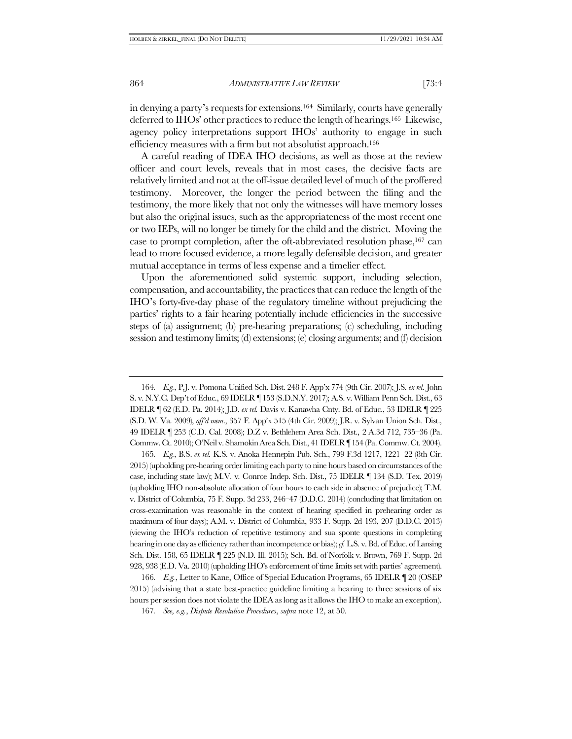in denying a party's requests for extensions.[164] Similarly, courts have generally deferred to IHOs' other practices to reduce the length of hearings.[165] Likewise, agency policy interpretations support IHOs' authority to engage in such efficiency measures with a firm but not absolutist approach.[166]

A careful reading of IDEA IHO decisions, as well as those at the review officer and court levels, reveals that in most cases, the decisive facts are relatively limited and not at the off-issue detailed level of much of the proffered testimony. Moreover, the longer the period between the filing and the testimony, the more likely that not only the witnesses will have memory losses but also the original issues, such as the appropriateness of the most recent one or two IEPs, will no longer be timely for the child and the district. Moving the case to prompt completion, after the oft-abbreviated resolution phase,[167] can lead to more focused evidence, a more legally defensible decision, and greater mutual acceptance in terms of less expense and a timelier effect.

Upon the aforementioned solid systemic support, including selection, compensation, and accountability, the practices that can reduce the length of the IHO's forty-five-day phase of the regulatory timeline without prejudicing the parties' rights to a fair hearing potentially include efficiencies in the successive steps of (a) assignment; (b) pre-hearing preparations; (c) scheduling, including session and testimony limits; (d) extensions; (e) closing arguments; and (f) decision

---

164. *E.g.*, P.J. v. Pomona Unified Sch. Dist. 248 F. App'x 774 (9th Cir. 2007); J.S. *ex rel.* John S. v. N.Y.C. Dep't of Educ., 69 IDELR ¶ 153 (S.D.N.Y. 2017); A.S. v. William Penn Sch. Dist., 63 IDELR ¶ 62 (E.D. Pa. 2014); J.D. *ex rel.* Davis v. Kanawha Cnty. Bd. of Educ., 53 IDELR ¶ 225 (S.D. W. Va. 2009), *aff'd mem*., 357 F. App'x 515 (4th Cir. 2009); J.R. v. Sylvan Union Sch. Dist., 49 IDELR ¶ 253 (C.D. Cal. 2008); D.Z v. Bethlehem Area Sch. Dist., 2 A.3d 712, 735–36 (Pa. Commw. Ct. 2010); O'Neil v. Shamokin Area Sch. Dist., 41 IDELR ¶ 154 (Pa. Commw. Ct. 2004).

165. *E.g.*, B.S. *ex rel.* K.S. v. Anoka Hennepin Pub. Sch., 799 F.3d 1217, 1221–22 (8th Cir. 2015) (upholding pre-hearing order limiting each party to nine hours based on circumstances of the case, including state law); M.V. v. Conroe Indep. Sch. Dist., 75 IDELR ¶ 134 (S.D. Tex. 2019) (upholding IHO non-absolute allocation of four hours to each side in absence of prejudice); T.M. v. District of Columbia, 75 F. Supp. 3d 233, 246–47 (D.D.C. 2014) (concluding that limitation on cross-examination was reasonable in the context of hearing specified in prehearing order as maximum of four days); A.M. v. District of Columbia, 933 F. Supp. 2d 193, 207 (D.D.C. 2013) (viewing the IHO's reduction of repetitive testimony and sua sponte questions in completing hearing in one day as efficiency rather than incompetence or bias); *cf.* L.S. v. Bd. of Educ. of Lansing Sch. Dist. 158, 65 IDELR ¶ 225 (N.D. Ill. 2015); Sch. Bd. of Norfolk v. Brown, 769 F. Supp. 2d 928, 938 (E.D. Va. 2010) (upholding IHO's enforcement of time limits set with parties' agreement).

166. *E.g.*, Letter to Kane, Office of Special Education Programs, 65 IDELR ¶ 20 (OSEP 2015) (advising that a state best-practice guideline limiting a hearing to three sessions of six hours per session does not violate the IDEA as long as it allows the IHO to make an exception).

167. *See, e.g.*, *Dispute Resolution Procedures*, *supra* note 12, at 50.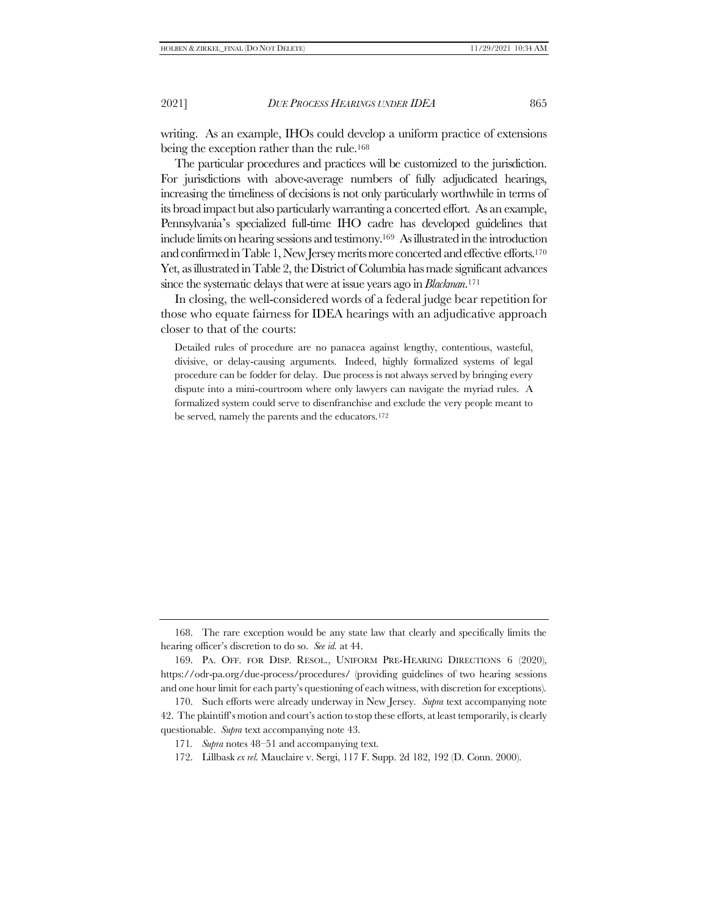writing. As an example, IHOs could develop a uniform practice of extensions being the exception rather than the rule.[168]

The particular procedures and practices will be customized to the jurisdiction. For jurisdictions with above-average numbers of fully adjudicated hearings, increasing the timeliness of decisions is not only particularly worthwhile in terms of its broad impact but also particularly warranting a concerted effort. As an example, Pennsylvania's specialized full-time IHO cadre has developed guidelines that include limits on hearing sessions and testimony.[169] As illustrated in the introduction and confirmed in Table 1, New Jersey merits more concerted and effective efforts.[170] Yet, as illustrated in Table 2, the District of Columbia has made significant advances since the systematic delays that were at issue years ago in *Blackman*.[171]

In closing, the well-considered words of a federal judge bear repetition for those who equate fairness for IDEA hearings with an adjudicative approach closer to that of the courts:

> Detailed rules of procedure are no panacea against lengthy, contentious, wasteful, divisive, or delay-causing arguments. Indeed, highly formalized systems of legal procedure can be fodder for delay. Due process is not always served by bringing every dispute into a mini-courtroom where only lawyers can navigate the myriad rules. A formalized system could serve to disenfranchise and exclude the very people meant to be served, namely the parents and the educators.[172]

---

168. The rare exception would be any state law that clearly and specifically limits the hearing officer's discretion to do so. *See id.* at 44.

169. PA. OFF. FOR DISP. RESOL., UNIFORM PRE-HEARING DIRECTIONS 6 (2020), https://odr-pa.org/due-process/procedures/ (providing guidelines of two hearing sessions and one hour limit for each party's questioning of each witness, with discretion for exceptions).

170. Such efforts were already underway in New Jersey. *Supra* text accompanying note 42. The plaintiff's motion and court's action to stop these efforts, at least temporarily, is clearly questionable. *Supra* text accompanying note 43.

171. *Supra* notes 48–51 and accompanying text.

172. Lillbask *ex rel.* Mauclaire v. Sergi, 117 F. Supp. 2d 182, 192 (D. Conn. 2000).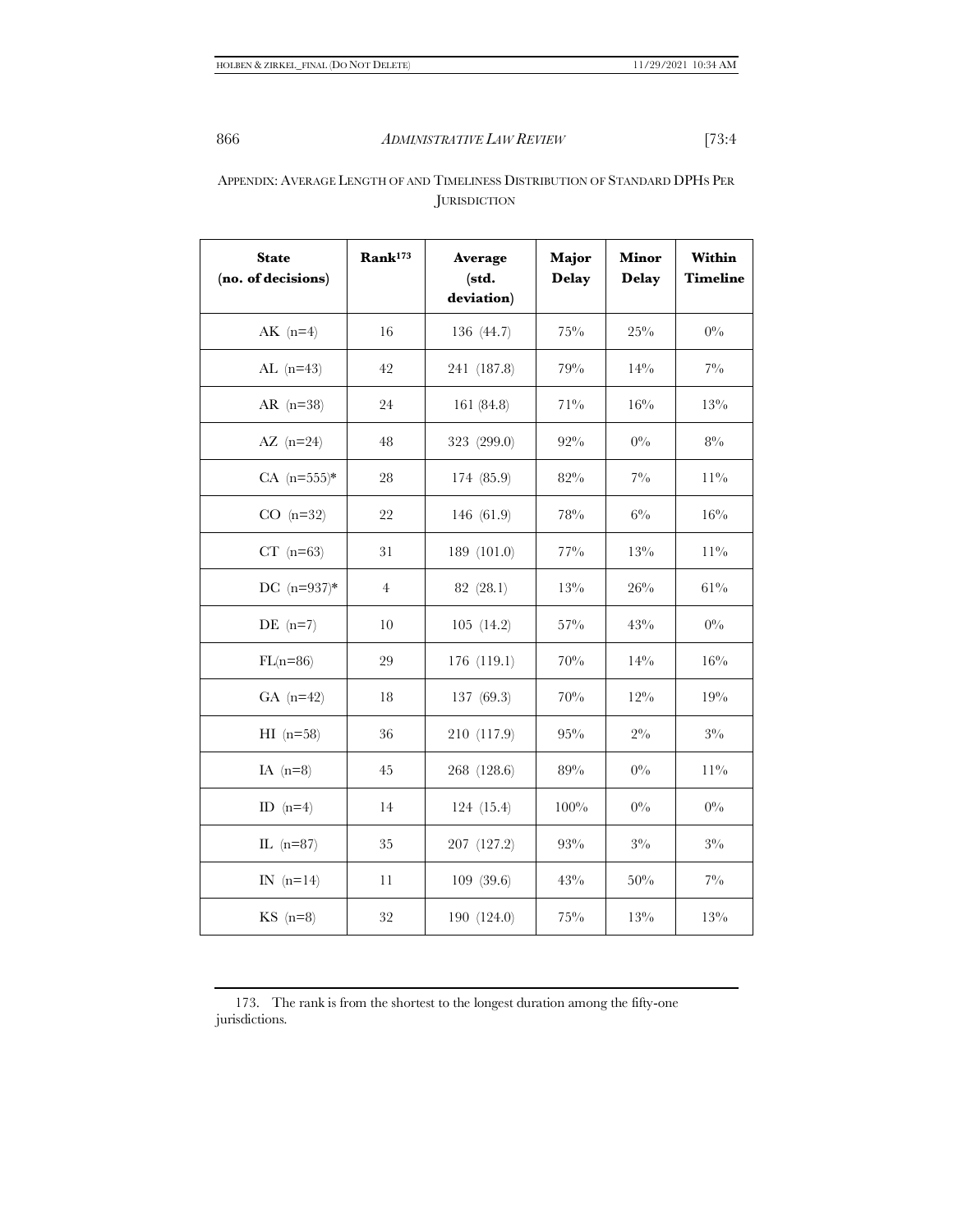Appendix: Average Length of and Timeliness Distribution of Standard DPHs Per Jurisdiction

| State (no. of decisions) | Rank[173] | Average (std. deviation) | Major Delay | Minor Delay | Within Timeline |
|---|---|---|---|---|---|
| AK (n=4) | 16 | 136 (44.7) | 75% | 25% | 0% |
| AL (n=43) | 42 | 241 (187.8) | 79% | 14% | 7% |
| AR (n=38) | 24 | 161 (84.8) | 71% | 16% | 13% |
| AZ (n=24) | 48 | 323 (299.0) | 92% | 0% | 8% |
| CA (n=555)* | 28 | 174 (85.9) | 82% | 7% | 11% |
| CO (n=32) | 22 | 146 (61.9) | 78% | 6% | 16% |
| CT (n=63) | 31 | 189 (101.0) | 77% | 13% | 11% |
| DC (n=937)* | 4 | 82 (28.1) | 13% | 26% | 61% |
| DE (n=7) | 10 | 105 (14.2) | 57% | 43% | 0% |
| FL(n=86) | 29 | 176 (119.1) | 70% | 14% | 16% |
| GA (n=42) | 18 | 137 (69.3) | 70% | 12% | 19% |
| HI (n=58) | 36 | 210 (117.9) | 95% | 2% | 3% |
| IA (n=8) | 45 | 268 (128.6) | 89% | 0% | 11% |
| ID (n=4) | 14 | 124 (15.4) | 100% | 0% | 0% |
| IL (n=87) | 35 | 207 (127.2) | 93% | 3% | 3% |
| IN (n=14) | 11 | 109 (39.6) | 43% | 50% | 7% |
| KS (n=8) | 32 | 190 (124.0) | 75% | 13% | 13% |

173. The rank is from the shortest to the longest duration among the fifty-one jurisdictions.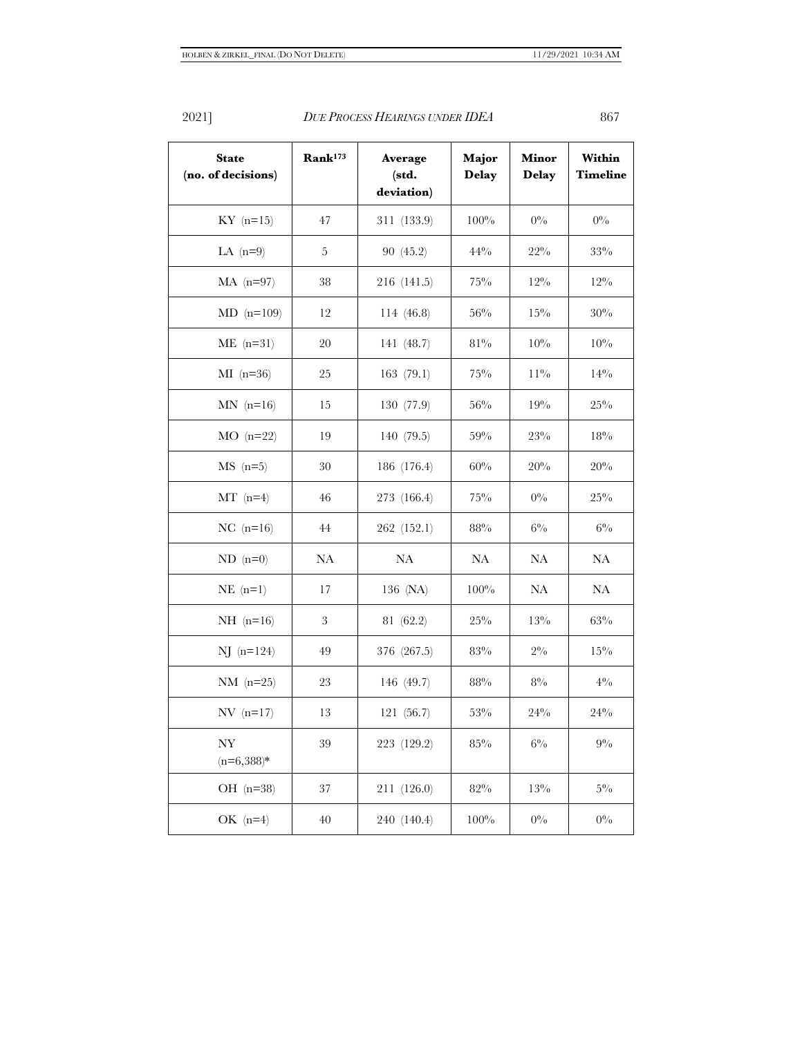| State (no. of decisions) | Rank[173] | Average (std. deviation) | Major Delay | Minor Delay | Within Timeline |
|---|---|---|---|---|---|
| KY (n=15) | 47 | 311 (133.9) | 100% | 0% | 0% |
| LA (n=9) | 5 | 90 (45.2) | 44% | 22% | 33% |
| MA (n=97) | 38 | 216 (141.5) | 75% | 12% | 12% |
| MD (n=109) | 12 | 114 (46.8) | 56% | 15% | 30% |
| ME (n=31) | 20 | 141 (48.7) | 81% | 10% | 10% |
| MI (n=36) | 25 | 163 (79.1) | 75% | 11% | 14% |
| MN (n=16) | 15 | 130 (77.9) | 56% | 19% | 25% |
| MO (n=22) | 19 | 140 (79.5) | 59% | 23% | 18% |
| MS (n=5) | 30 | 186 (176.4) | 60% | 20% | 20% |
| MT (n=4) | 46 | 273 (166.4) | 75% | 0% | 25% |
| NC (n=16) | 44 | 262 (152.1) | 88% | 6% | 6% |
| ND (n=0) | NA | NA | NA | NA | NA |
| NE (n=1) | 17 | 136 (NA) | 100% | NA | NA |
| NH (n=16) | 3 | 81 (62.2) | 25% | 13% | 63% |
| NJ (n=124) | 49 | 376 (267.5) | 83% | 2% | 15% |
| NM (n=25) | 23 | 146 (49.7) | 88% | 8% | 4% |
| NV (n=17) | 13 | 121 (56.7) | 53% | 24% | 24% |
| NY (n=6,388)* | 39 | 223 (129.2) | 85% | 6% | 9% |
| OH (n=38) | 37 | 211 (126.0) | 82% | 13% | 5% |
| OK (n=4) | 40 | 240 (140.4) | 100% | 0% | 0% |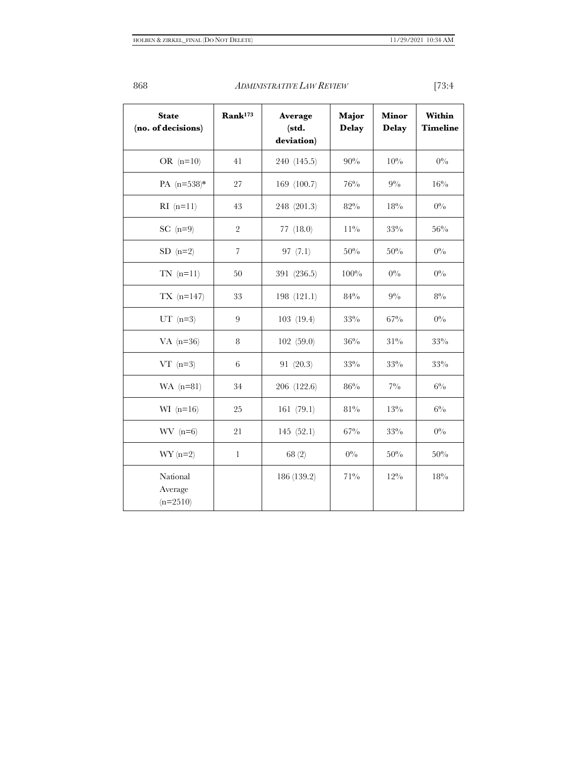| State (no. of decisions) | Rank[173] | Average (std. deviation) | Major Delay | Minor Delay | Within Timeline |
|---|---|---|---|---|---|
| OR (n=10) | 41 | 240 (145.5) | 90% | 10% | 0% |
| PA (n=538)* | 27 | 169 (100.7) | 76% | 9% | 16% |
| RI (n=11) | 43 | 248 (201.3) | 82% | 18% | 0% |
| SC (n=9) | 2 | 77 (18.0) | 11% | 33% | 56% |
| SD (n=2) | 7 | 97 (7.1) | 50% | 50% | 0% |
| TN (n=11) | 50 | 391 (236.5) | 100% | 0% | 0% |
| TX (n=147) | 33 | 198 (121.1) | 84% | 9% | 8% |
| UT (n=3) | 9 | 103 (19.4) | 33% | 67% | 0% |
| VA (n=36) | 8 | 102 (59.0) | 36% | 31% | 33% |
| VT (n=3) | 6 | 91 (20.3) | 33% | 33% | 33% |
| WA (n=81) | 34 | 206 (122.6) | 86% | 7% | 6% |
| WI (n=16) | 25 | 161 (79.1) | 81% | 13% | 6% |
| WV (n=6) | 21 | 145 (52.1) | 67% | 33% | 0% |
| WY (n=2) | 1 | 68 (2) | 0% | 50% | 50% |
| National Average (n=2510) | | 186 (139.2) | 71% | 12% | 18% |